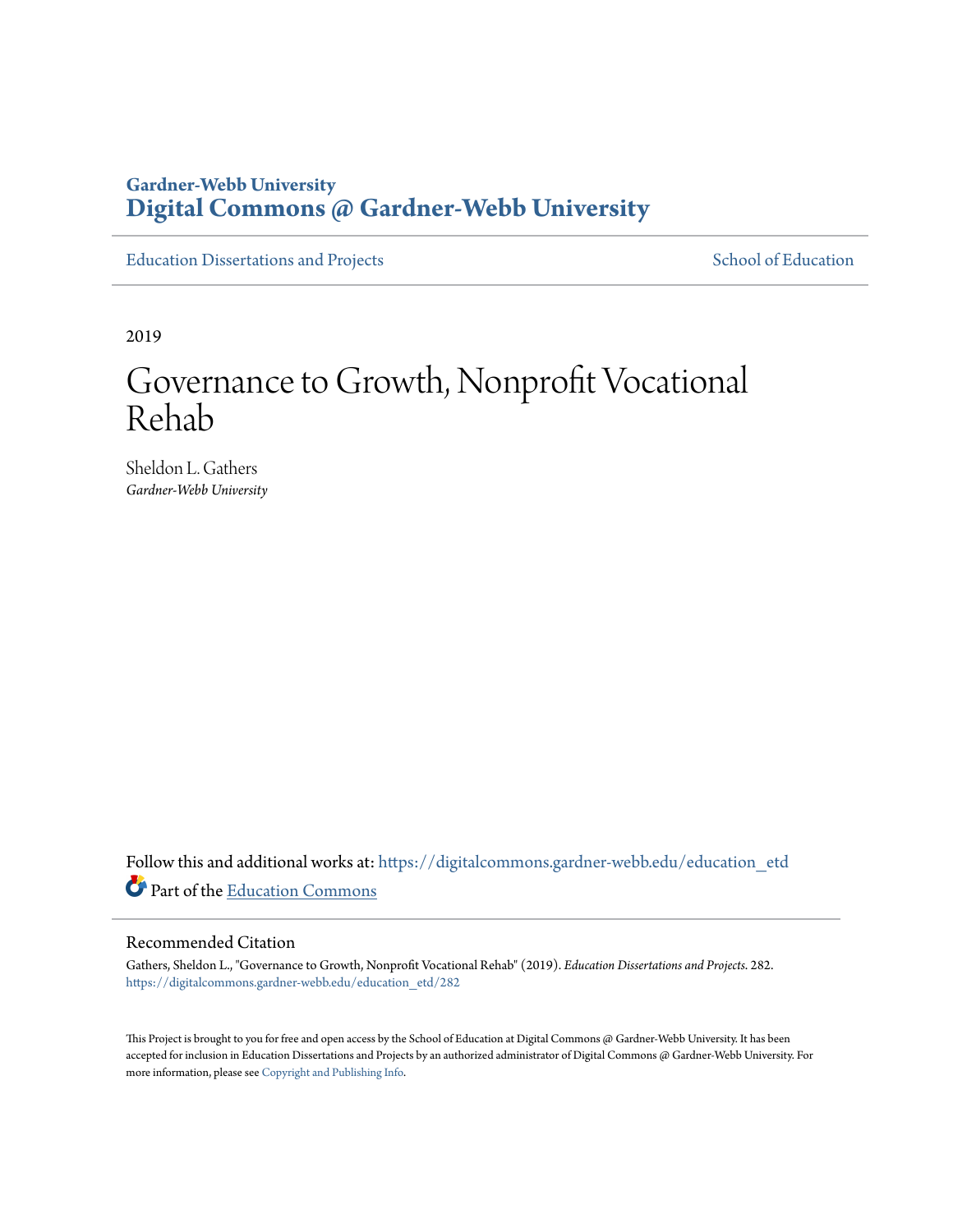Gardner-Webb University
**Digital Commons @ Gardner-Webb University**

Education Dissertations and Projects | School of Education

2019

# Governance to Growth, Nonprofit Vocational Rehab

Sheldon L. Gathers
*Gardner-Webb University*

Follow this and additional works at: https://digitalcommons.gardner-webb.edu/education_etd

Part of the Education Commons

## Recommended Citation

Gathers, Sheldon L., "Governance to Growth, Nonprofit Vocational Rehab" (2019). *Education Dissertations and Projects*. 282.
https://digitalcommons.gardner-webb.edu/education_etd/282

This Project is brought to you for free and open access by the School of Education at Digital Commons @ Gardner-Webb University. It has been accepted for inclusion in Education Dissertations and Projects by an authorized administrator of Digital Commons @ Gardner-Webb University. For more information, please see Copyright and Publishing Info.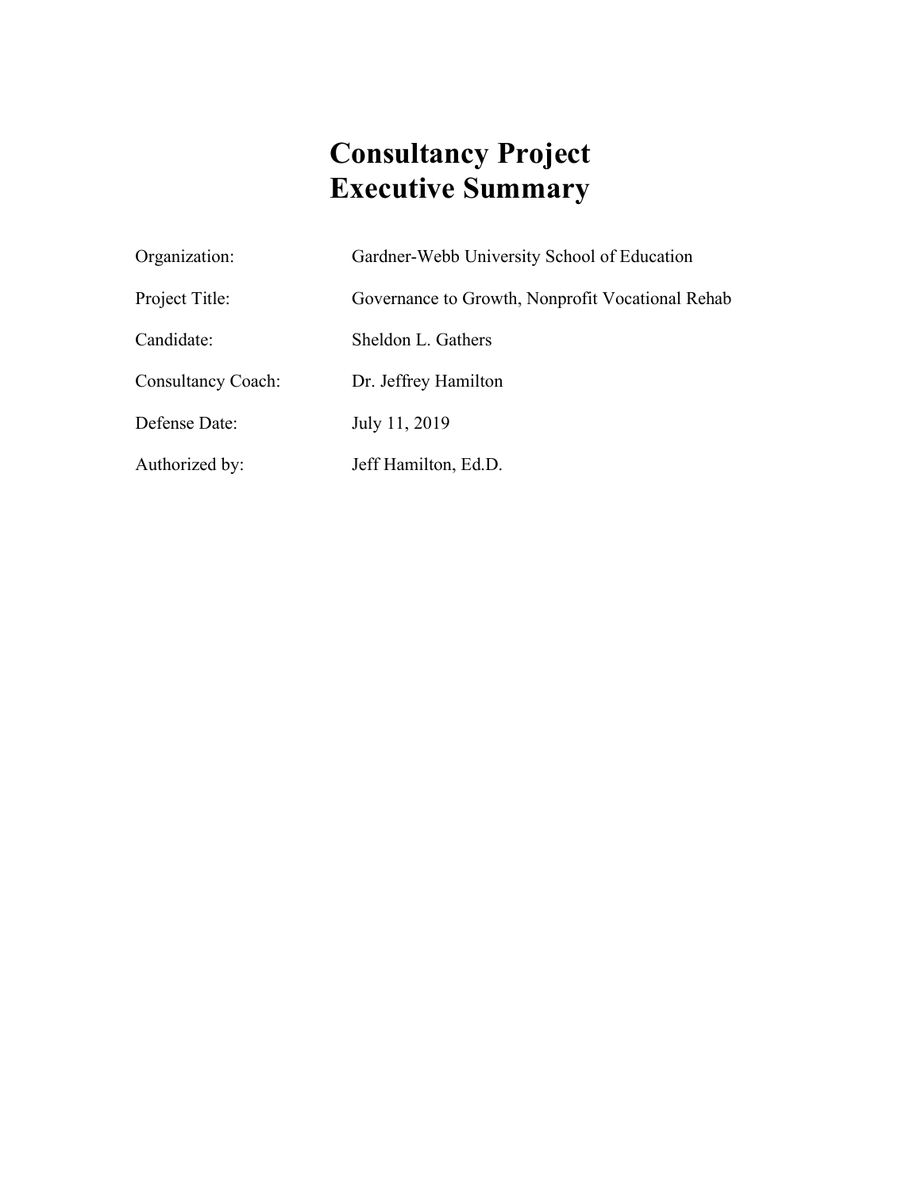# Consultancy Project Executive Summary

| | |
|---|---|
| Organization: | Gardner-Webb University School of Education |
| Project Title: | Governance to Growth, Nonprofit Vocational Rehab |
| Candidate: | Sheldon L. Gathers |
| Consultancy Coach: | Dr. Jeffrey Hamilton |
| Defense Date: | July 11, 2019 |
| Authorized by: | Jeff Hamilton, Ed.D. |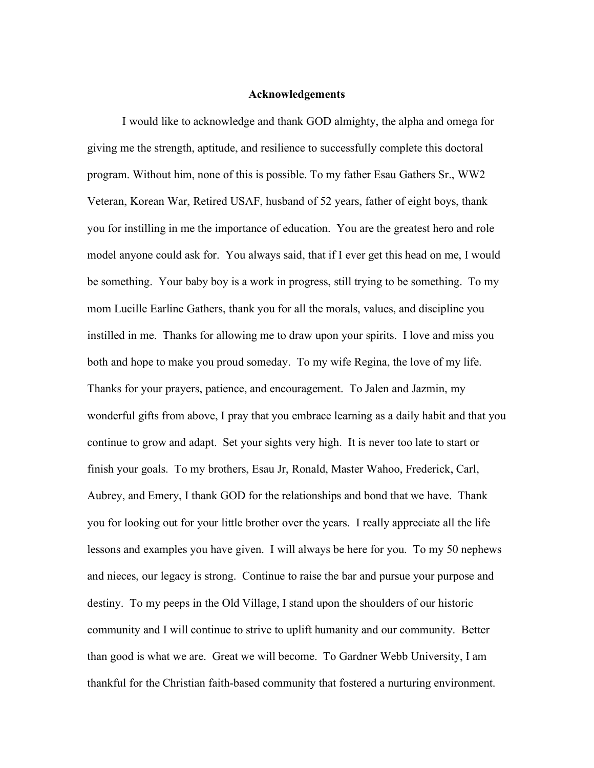# Acknowledgements

I would like to acknowledge and thank GOD almighty, the alpha and omega for giving me the strength, aptitude, and resilience to successfully complete this doctoral program. Without him, none of this is possible. To my father Esau Gathers Sr., WW2 Veteran, Korean War, Retired USAF, husband of 52 years, father of eight boys, thank you for instilling in me the importance of education. You are the greatest hero and role model anyone could ask for. You always said, that if I ever get this head on me, I would be something. Your baby boy is a work in progress, still trying to be something. To my mom Lucille Earline Gathers, thank you for all the morals, values, and discipline you instilled in me. Thanks for allowing me to draw upon your spirits. I love and miss you both and hope to make you proud someday. To my wife Regina, the love of my life. Thanks for your prayers, patience, and encouragement. To Jalen and Jazmin, my wonderful gifts from above, I pray that you embrace learning as a daily habit and that you continue to grow and adapt. Set your sights very high. It is never too late to start or finish your goals. To my brothers, Esau Jr, Ronald, Master Wahoo, Frederick, Carl, Aubrey, and Emery, I thank GOD for the relationships and bond that we have. Thank you for looking out for your little brother over the years. I really appreciate all the life lessons and examples you have given. I will always be here for you. To my 50 nephews and nieces, our legacy is strong. Continue to raise the bar and pursue your purpose and destiny. To my peeps in the Old Village, I stand upon the shoulders of our historic community and I will continue to strive to uplift humanity and our community. Better than good is what we are. Great we will become. To Gardner Webb University, I am thankful for the Christian faith-based community that fostered a nurturing environment.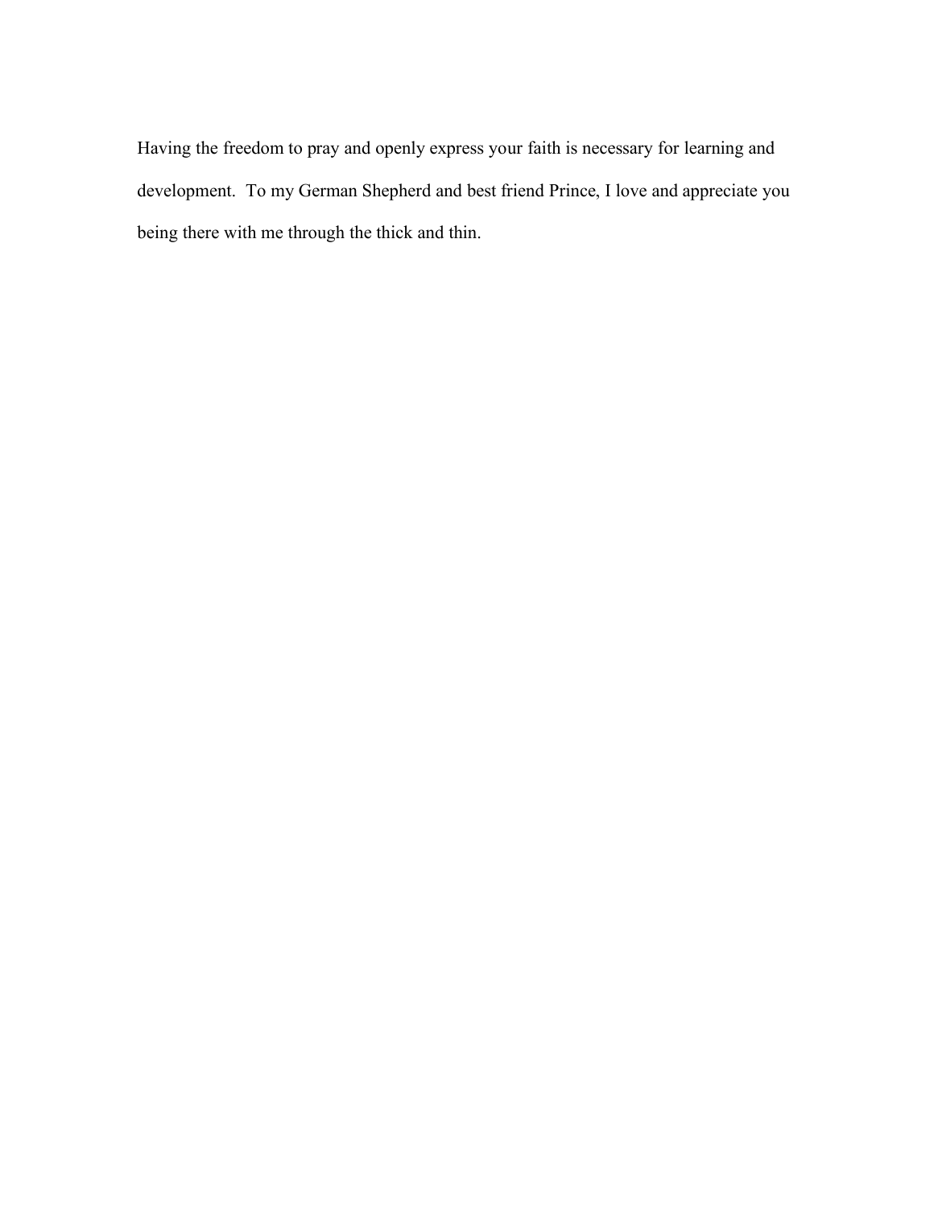Having the freedom to pray and openly express your faith is necessary for learning and development. To my German Shepherd and best friend Prince, I love and appreciate you being there with me through the thick and thin.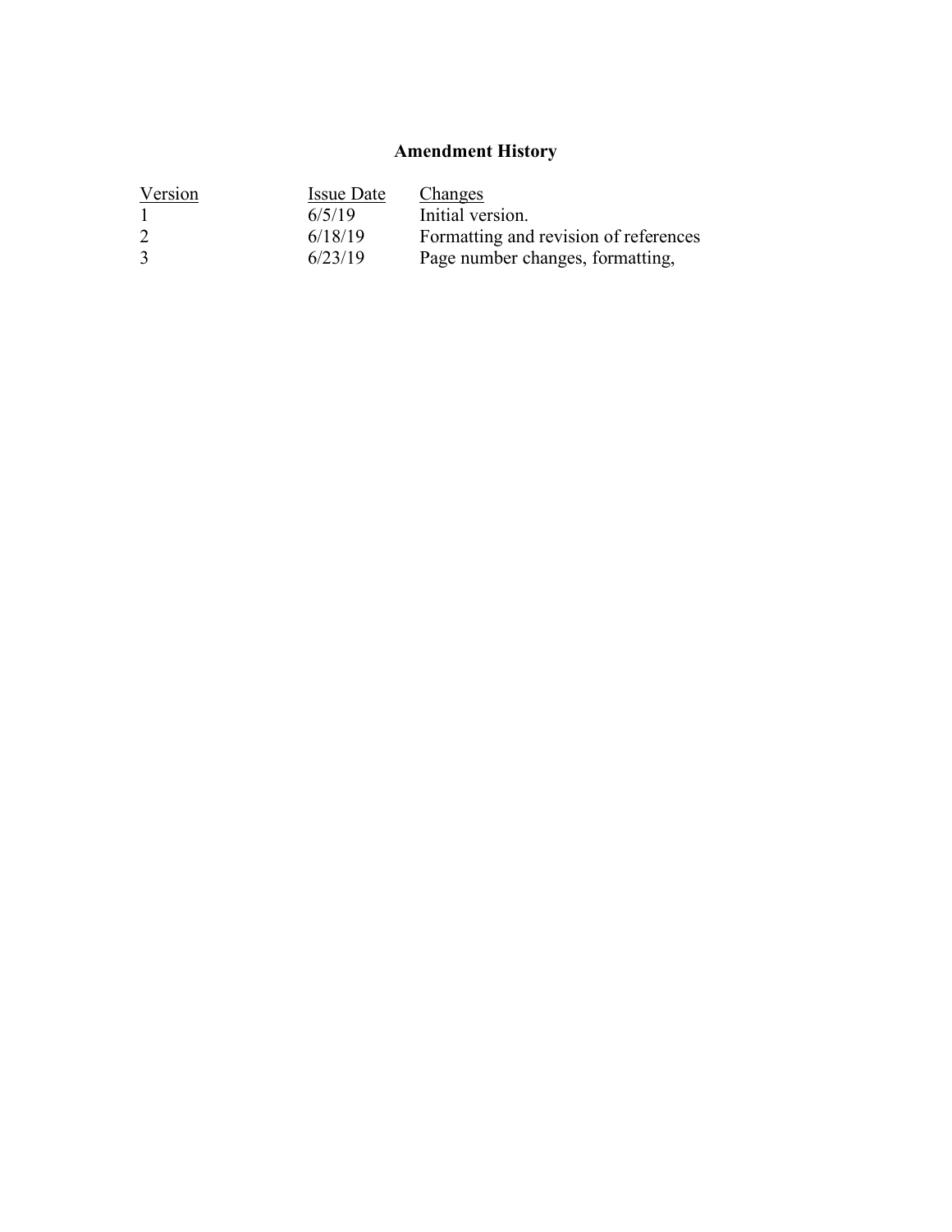## Amendment History

| Version | Issue Date | Changes |
| --- | --- | --- |
| 1 | 6/5/19 | Initial version. |
| 2 | 6/18/19 | Formatting and revision of references |
| 3 | 6/23/19 | Page number changes, formatting, |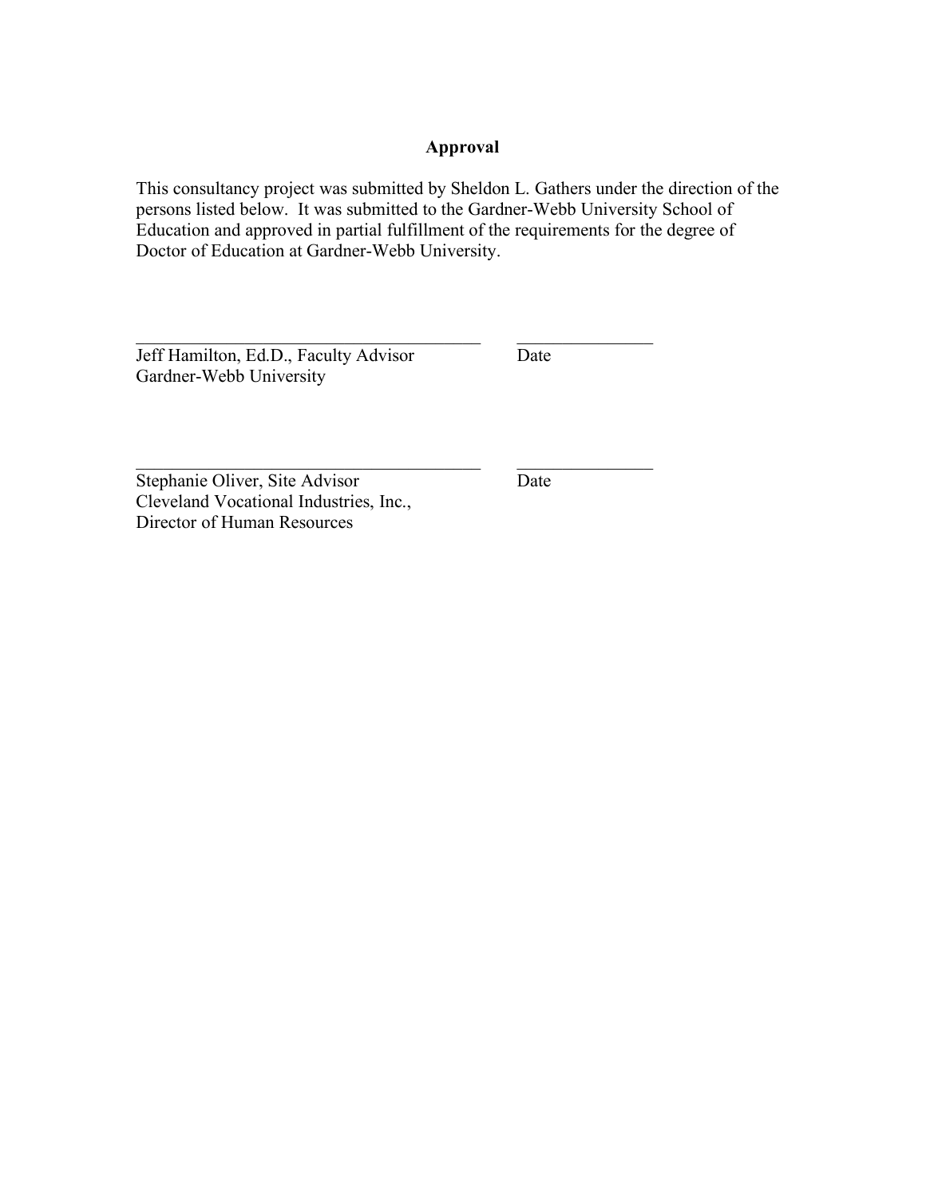## Approval

This consultancy project was submitted by Sheldon L. Gathers under the direction of the persons listed below. It was submitted to the Gardner-Webb University School of Education and approved in partial fulfillment of the requirements for the degree of Doctor of Education at Gardner-Webb University.

______________________________________ ______________

Jeff Hamilton, Ed.D., Faculty Advisor — Date
Gardner-Webb University

______________________________________ ______________

Stephanie Oliver, Site Advisor — Date
Cleveland Vocational Industries, Inc.,
Director of Human Resources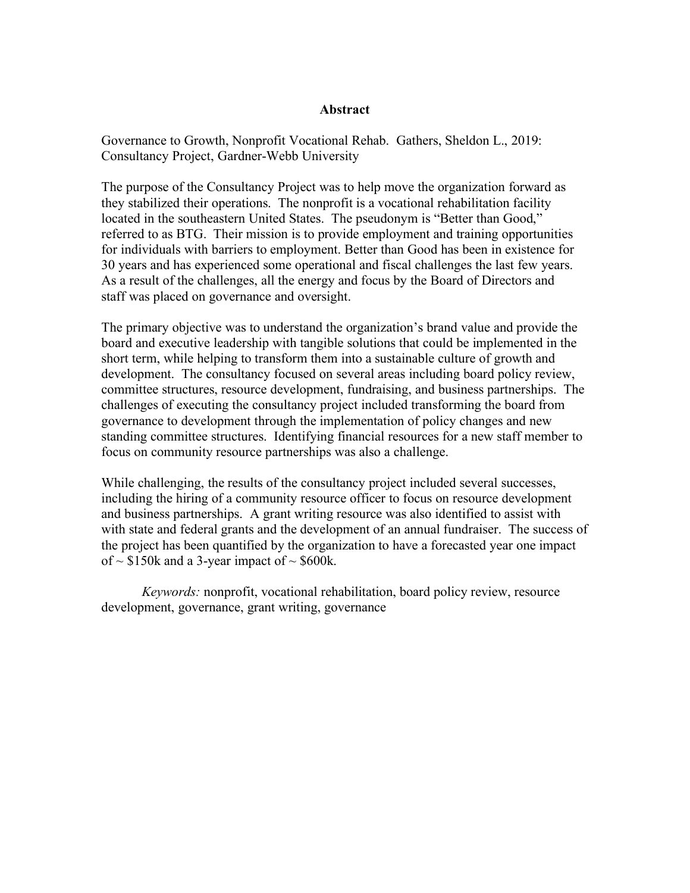# Abstract

Governance to Growth, Nonprofit Vocational Rehab. Gathers, Sheldon L., 2019: Consultancy Project, Gardner-Webb University

The purpose of the Consultancy Project was to help move the organization forward as they stabilized their operations. The nonprofit is a vocational rehabilitation facility located in the southeastern United States. The pseudonym is "Better than Good," referred to as BTG. Their mission is to provide employment and training opportunities for individuals with barriers to employment. Better than Good has been in existence for 30 years and has experienced some operational and fiscal challenges the last few years. As a result of the challenges, all the energy and focus by the Board of Directors and staff was placed on governance and oversight.

The primary objective was to understand the organization's brand value and provide the board and executive leadership with tangible solutions that could be implemented in the short term, while helping to transform them into a sustainable culture of growth and development. The consultancy focused on several areas including board policy review, committee structures, resource development, fundraising, and business partnerships. The challenges of executing the consultancy project included transforming the board from governance to development through the implementation of policy changes and new standing committee structures. Identifying financial resources for a new staff member to focus on community resource partnerships was also a challenge.

While challenging, the results of the consultancy project included several successes, including the hiring of a community resource officer to focus on resource development and business partnerships. A grant writing resource was also identified to assist with with state and federal grants and the development of an annual fundraiser. The success of the project has been quantified by the organization to have a forecasted year one impact of ~ $150k and a 3-year impact of ~ $600k.

*Keywords:* nonprofit, vocational rehabilitation, board policy review, resource development, governance, grant writing, governance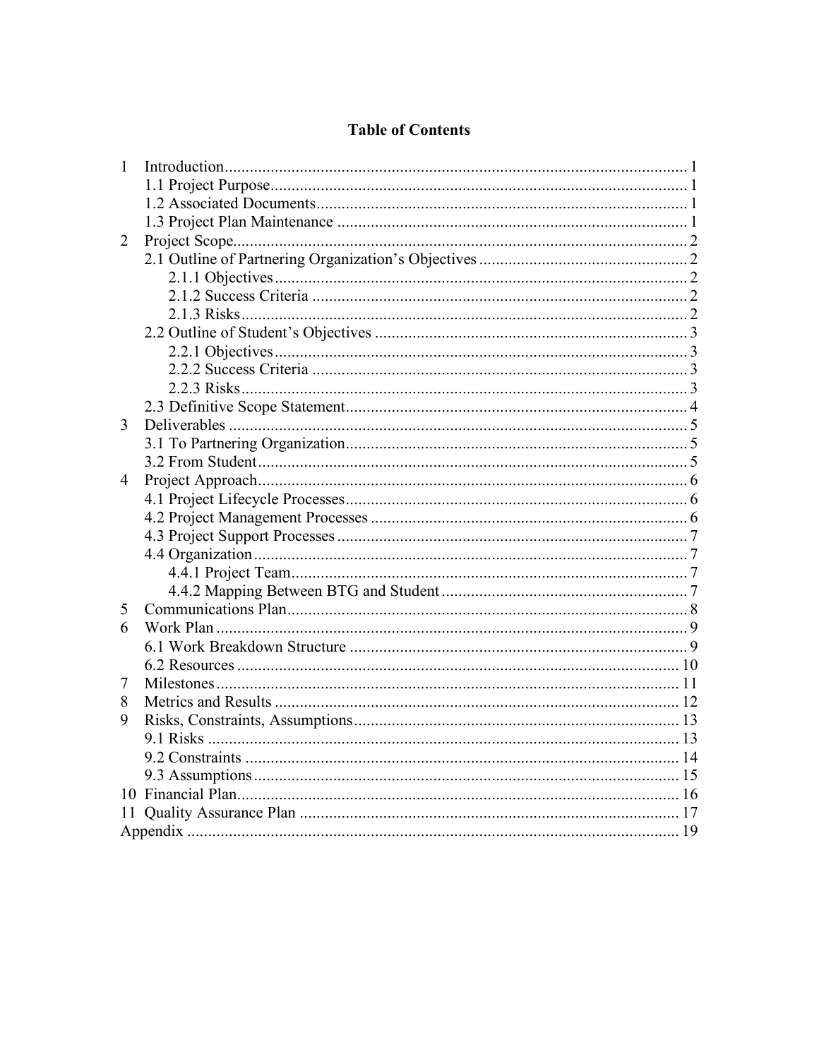# Table of Contents

1 Introduction ..... 1
- 1.1 Project Purpose ..... 1
- 1.2 Associated Documents ..... 1
- 1.3 Project Plan Maintenance ..... 1

2 Project Scope ..... 2
- 2.1 Outline of Partnering Organization's Objectives ..... 2
  - 2.1.1 Objectives ..... 2
  - 2.1.2 Success Criteria ..... 2
  - 2.1.3 Risks ..... 2
- 2.2 Outline of Student's Objectives ..... 3
  - 2.2.1 Objectives ..... 3
  - 2.2.2 Success Criteria ..... 3
  - 2.2.3 Risks ..... 3
- 2.3 Definitive Scope Statement ..... 4

3 Deliverables ..... 5
- 3.1 To Partnering Organization ..... 5
- 3.2 From Student ..... 5

4 Project Approach ..... 6
- 4.1 Project Lifecycle Processes ..... 6
- 4.2 Project Management Processes ..... 6
- 4.3 Project Support Processes ..... 7
- 4.4 Organization ..... 7
  - 4.4.1 Project Team ..... 7
  - 4.4.2 Mapping Between BTG and Student ..... 7

5 Communications Plan ..... 8

6 Work Plan ..... 9
- 6.1 Work Breakdown Structure ..... 9
- 6.2 Resources ..... 10

7 Milestones ..... 11

8 Metrics and Results ..... 12

9 Risks, Constraints, Assumptions ..... 13
- 9.1 Risks ..... 13
- 9.2 Constraints ..... 14
- 9.3 Assumptions ..... 15

10 Financial Plan ..... 16

11 Quality Assurance Plan ..... 17

Appendix ..... 19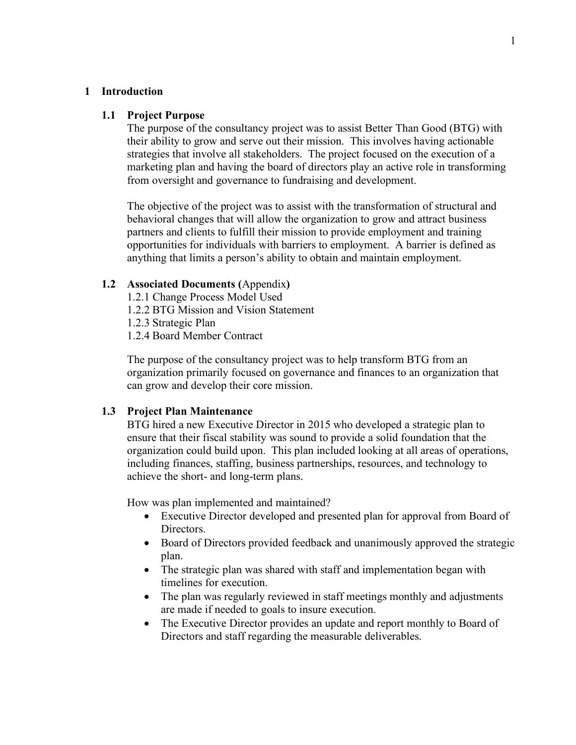# 1 Introduction

## 1.1 Project Purpose

The purpose of the consultancy project was to assist Better Than Good (BTG) with their ability to grow and serve out their mission. This involves having actionable strategies that involve all stakeholders. The project focused on the execution of a marketing plan and having the board of directors play an active role in transforming from oversight and governance to fundraising and development.

The objective of the project was to assist with the transformation of structural and behavioral changes that will allow the organization to grow and attract business partners and clients to fulfill their mission to provide employment and training opportunities for individuals with barriers to employment. A barrier is defined as anything that limits a person's ability to obtain and maintain employment.

## 1.2 Associated Documents (Appendix)

1.2.1 Change Process Model Used
1.2.2 BTG Mission and Vision Statement
1.2.3 Strategic Plan
1.2.4 Board Member Contract

The purpose of the consultancy project was to help transform BTG from an organization primarily focused on governance and finances to an organization that can grow and develop their core mission.

## 1.3 Project Plan Maintenance

BTG hired a new Executive Director in 2015 who developed a strategic plan to ensure that their fiscal stability was sound to provide a solid foundation that the organization could build upon. This plan included looking at all areas of operations, including finances, staffing, business partnerships, resources, and technology to achieve the short- and long-term plans.

How was plan implemented and maintained?

- Executive Director developed and presented plan for approval from Board of Directors.
- Board of Directors provided feedback and unanimously approved the strategic plan.
- The strategic plan was shared with staff and implementation began with timelines for execution.
- The plan was regularly reviewed in staff meetings monthly and adjustments are made if needed to goals to insure execution.
- The Executive Director provides an update and report monthly to Board of Directors and staff regarding the measurable deliverables.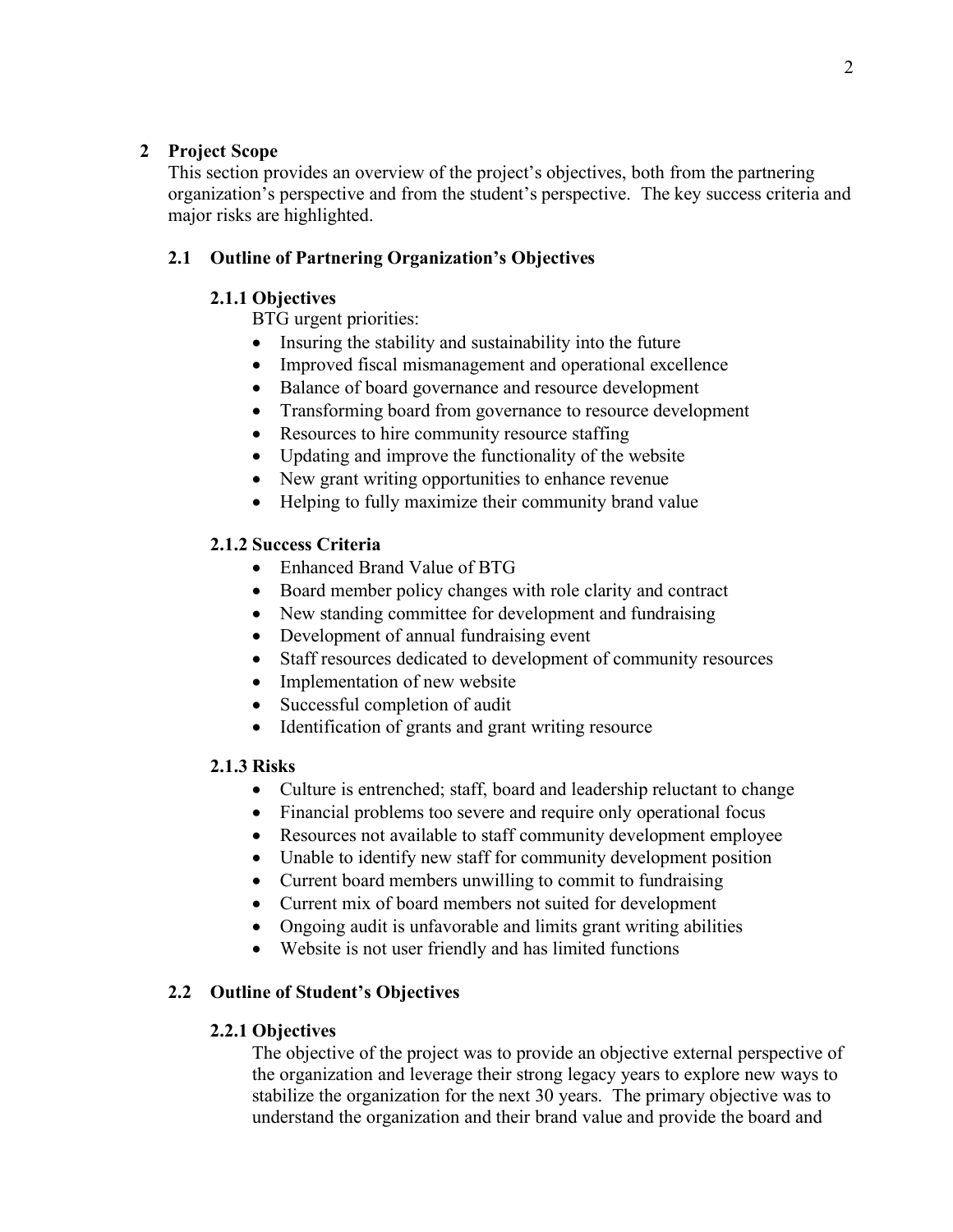# 2 Project Scope

This section provides an overview of the project's objectives, both from the partnering organization's perspective and from the student's perspective. The key success criteria and major risks are highlighted.

## 2.1 Outline of Partnering Organization's Objectives

### 2.1.1 Objectives

BTG urgent priorities:

- Insuring the stability and sustainability into the future
- Improved fiscal mismanagement and operational excellence
- Balance of board governance and resource development
- Transforming board from governance to resource development
- Resources to hire community resource staffing
- Updating and improve the functionality of the website
- New grant writing opportunities to enhance revenue
- Helping to fully maximize their community brand value

### 2.1.2 Success Criteria

- Enhanced Brand Value of BTG
- Board member policy changes with role clarity and contract
- New standing committee for development and fundraising
- Development of annual fundraising event
- Staff resources dedicated to development of community resources
- Implementation of new website
- Successful completion of audit
- Identification of grants and grant writing resource

### 2.1.3 Risks

- Culture is entrenched; staff, board and leadership reluctant to change
- Financial problems too severe and require only operational focus
- Resources not available to staff community development employee
- Unable to identify new staff for community development position
- Current board members unwilling to commit to fundraising
- Current mix of board members not suited for development
- Ongoing audit is unfavorable and limits grant writing abilities
- Website is not user friendly and has limited functions

## 2.2 Outline of Student's Objectives

### 2.2.1 Objectives

The objective of the project was to provide an objective external perspective of the organization and leverage their strong legacy years to explore new ways to stabilize the organization for the next 30 years. The primary objective was to understand the organization and their brand value and provide the board and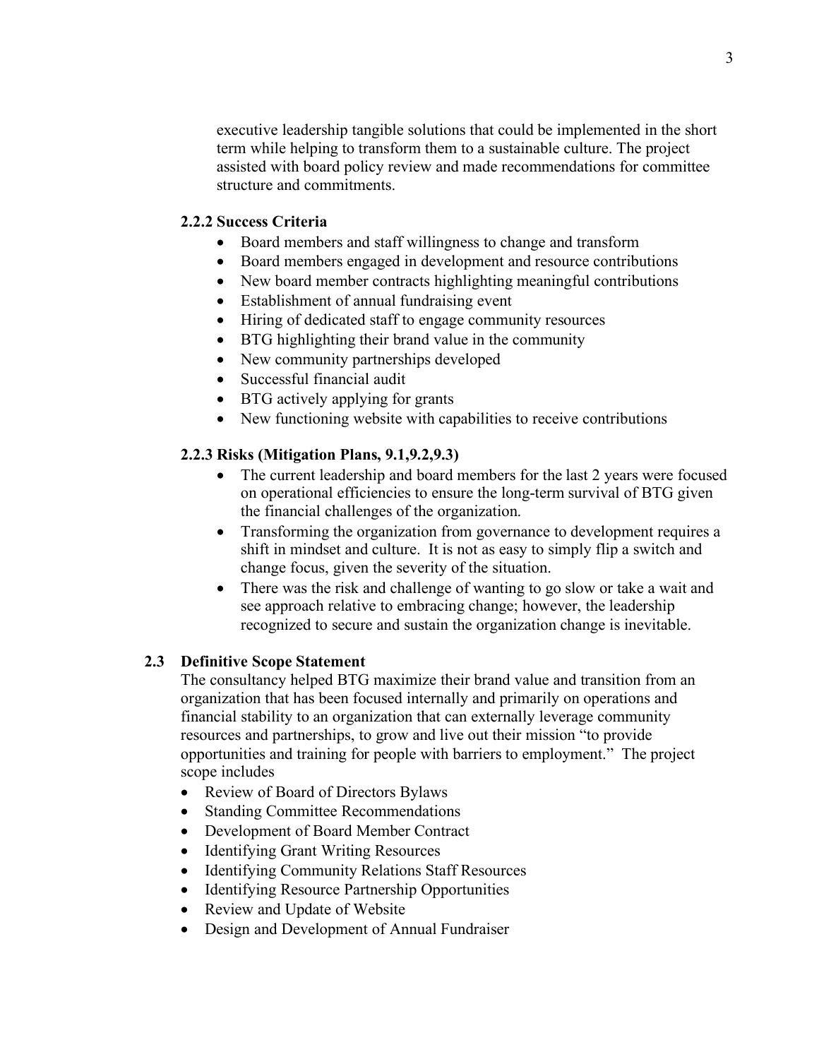executive leadership tangible solutions that could be implemented in the short term while helping to transform them to a sustainable culture. The project assisted with board policy review and made recommendations for committee structure and commitments.

#### 2.2.2 Success Criteria

- Board members and staff willingness to change and transform
- Board members engaged in development and resource contributions
- New board member contracts highlighting meaningful contributions
- Establishment of annual fundraising event
- Hiring of dedicated staff to engage community resources
- BTG highlighting their brand value in the community
- New community partnerships developed
- Successful financial audit
- BTG actively applying for grants
- New functioning website with capabilities to receive contributions

#### 2.2.3 Risks (Mitigation Plans, 9.1,9.2,9.3)

- The current leadership and board members for the last 2 years were focused on operational efficiencies to ensure the long-term survival of BTG given the financial challenges of the organization.
- Transforming the organization from governance to development requires a shift in mindset and culture. It is not as easy to simply flip a switch and change focus, given the severity of the situation.
- There was the risk and challenge of wanting to go slow or take a wait and see approach relative to embracing change; however, the leadership recognized to secure and sustain the organization change is inevitable.

### 2.3 Definitive Scope Statement

The consultancy helped BTG maximize their brand value and transition from an organization that has been focused internally and primarily on operations and financial stability to an organization that can externally leverage community resources and partnerships, to grow and live out their mission "to provide opportunities and training for people with barriers to employment." The project scope includes

- Review of Board of Directors Bylaws
- Standing Committee Recommendations
- Development of Board Member Contract
- Identifying Grant Writing Resources
- Identifying Community Relations Staff Resources
- Identifying Resource Partnership Opportunities
- Review and Update of Website
- Design and Development of Annual Fundraiser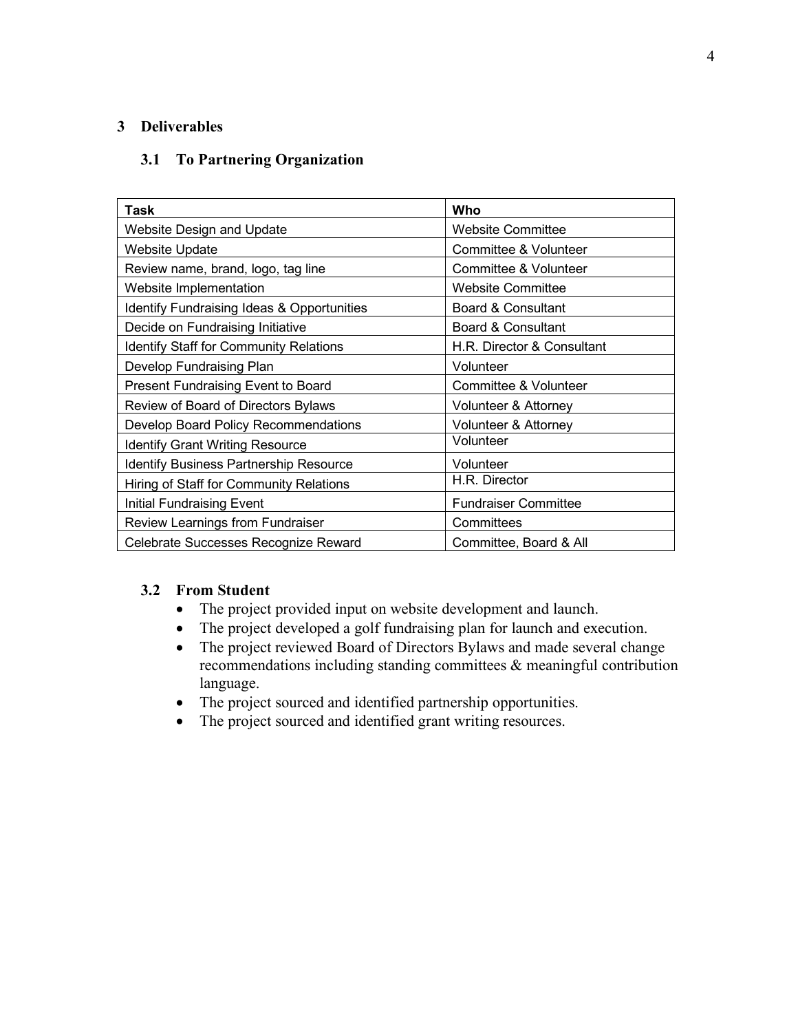# 3 Deliverables

## 3.1 To Partnering Organization

| Task | Who |
|---|---|
| Website Design and Update | Website Committee |
| Website Update | Committee & Volunteer |
| Review name, brand, logo, tag line | Committee & Volunteer |
| Website Implementation | Website Committee |
| Identify Fundraising Ideas & Opportunities | Board & Consultant |
| Decide on Fundraising Initiative | Board & Consultant |
| Identify Staff for Community Relations | H.R. Director & Consultant |
| Develop Fundraising Plan | Volunteer |
| Present Fundraising Event to Board | Committee & Volunteer |
| Review of Board of Directors Bylaws | Volunteer & Attorney |
| Develop Board Policy Recommendations | Volunteer & Attorney |
| Identify Grant Writing Resource | Volunteer |
| Identify Business Partnership Resource | Volunteer |
| Hiring of Staff for Community Relations | H.R. Director |
| Initial Fundraising Event | Fundraiser Committee |
| Review Learnings from Fundraiser | Committees |
| Celebrate Successes Recognize Reward | Committee, Board & All |

## 3.2 From Student

- The project provided input on website development and launch.
- The project developed a golf fundraising plan for launch and execution.
- The project reviewed Board of Directors Bylaws and made several change recommendations including standing committees & meaningful contribution language.
- The project sourced and identified partnership opportunities.
- The project sourced and identified grant writing resources.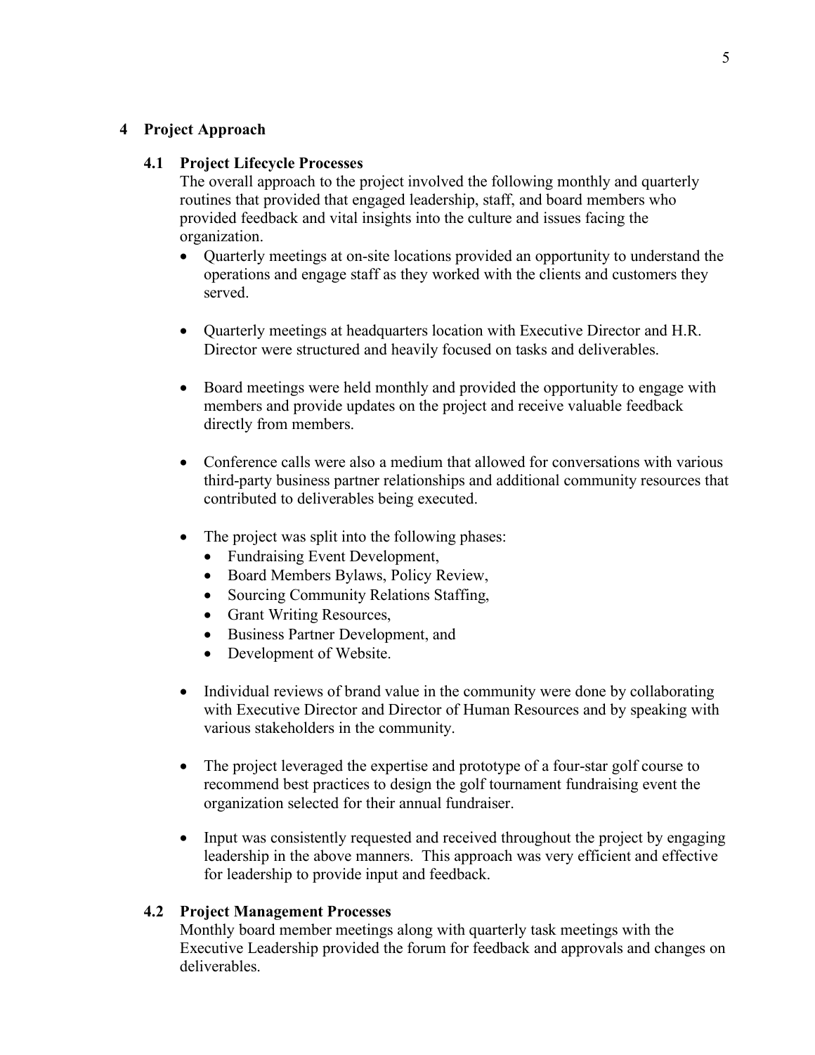## 4 Project Approach

### 4.1 Project Lifecycle Processes

The overall approach to the project involved the following monthly and quarterly routines that provided that engaged leadership, staff, and board members who provided feedback and vital insights into the culture and issues facing the organization.

- Quarterly meetings at on-site locations provided an opportunity to understand the operations and engage staff as they worked with the clients and customers they served.

- Quarterly meetings at headquarters location with Executive Director and H.R. Director were structured and heavily focused on tasks and deliverables.

- Board meetings were held monthly and provided the opportunity to engage with members and provide updates on the project and receive valuable feedback directly from members.

- Conference calls were also a medium that allowed for conversations with various third-party business partner relationships and additional community resources that contributed to deliverables being executed.

- The project was split into the following phases:
  - Fundraising Event Development,
  - Board Members Bylaws, Policy Review,
  - Sourcing Community Relations Staffing,
  - Grant Writing Resources,
  - Business Partner Development, and
  - Development of Website.

- Individual reviews of brand value in the community were done by collaborating with Executive Director and Director of Human Resources and by speaking with various stakeholders in the community.

- The project leveraged the expertise and prototype of a four-star golf course to recommend best practices to design the golf tournament fundraising event the organization selected for their annual fundraiser.

- Input was consistently requested and received throughout the project by engaging leadership in the above manners. This approach was very efficient and effective for leadership to provide input and feedback.

### 4.2 Project Management Processes

Monthly board member meetings along with quarterly task meetings with the Executive Leadership provided the forum for feedback and approvals and changes on deliverables.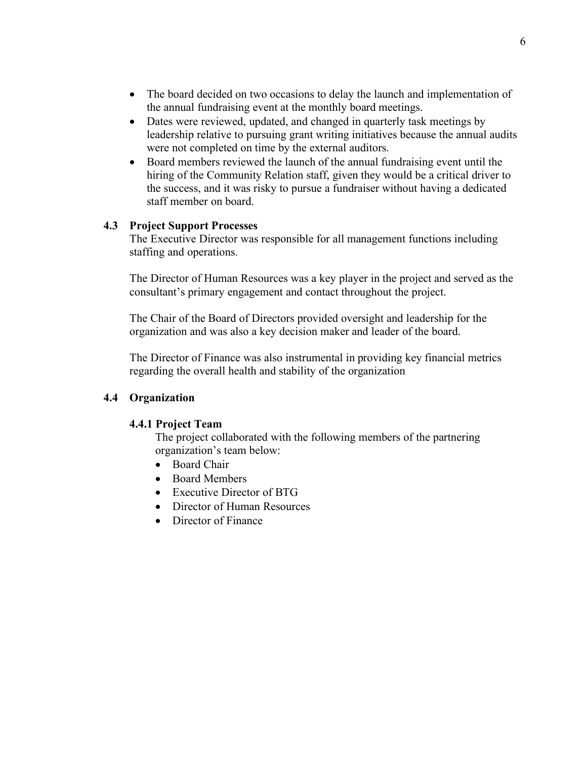- The board decided on two occasions to delay the launch and implementation of the annual fundraising event at the monthly board meetings.
- Dates were reviewed, updated, and changed in quarterly task meetings by leadership relative to pursuing grant writing initiatives because the annual audits were not completed on time by the external auditors.
- Board members reviewed the launch of the annual fundraising event until the hiring of the Community Relation staff, given they would be a critical driver to the success, and it was risky to pursue a fundraiser without having a dedicated staff member on board.

## 4.3 Project Support Processes

The Executive Director was responsible for all management functions including staffing and operations.

The Director of Human Resources was a key player in the project and served as the consultant's primary engagement and contact throughout the project.

The Chair of the Board of Directors provided oversight and leadership for the organization and was also a key decision maker and leader of the board.

The Director of Finance was also instrumental in providing key financial metrics regarding the overall health and stability of the organization

## 4.4 Organization

### 4.4.1 Project Team

The project collaborated with the following members of the partnering organization's team below:

- Board Chair
- Board Members
- Executive Director of BTG
- Director of Human Resources
- Director of Finance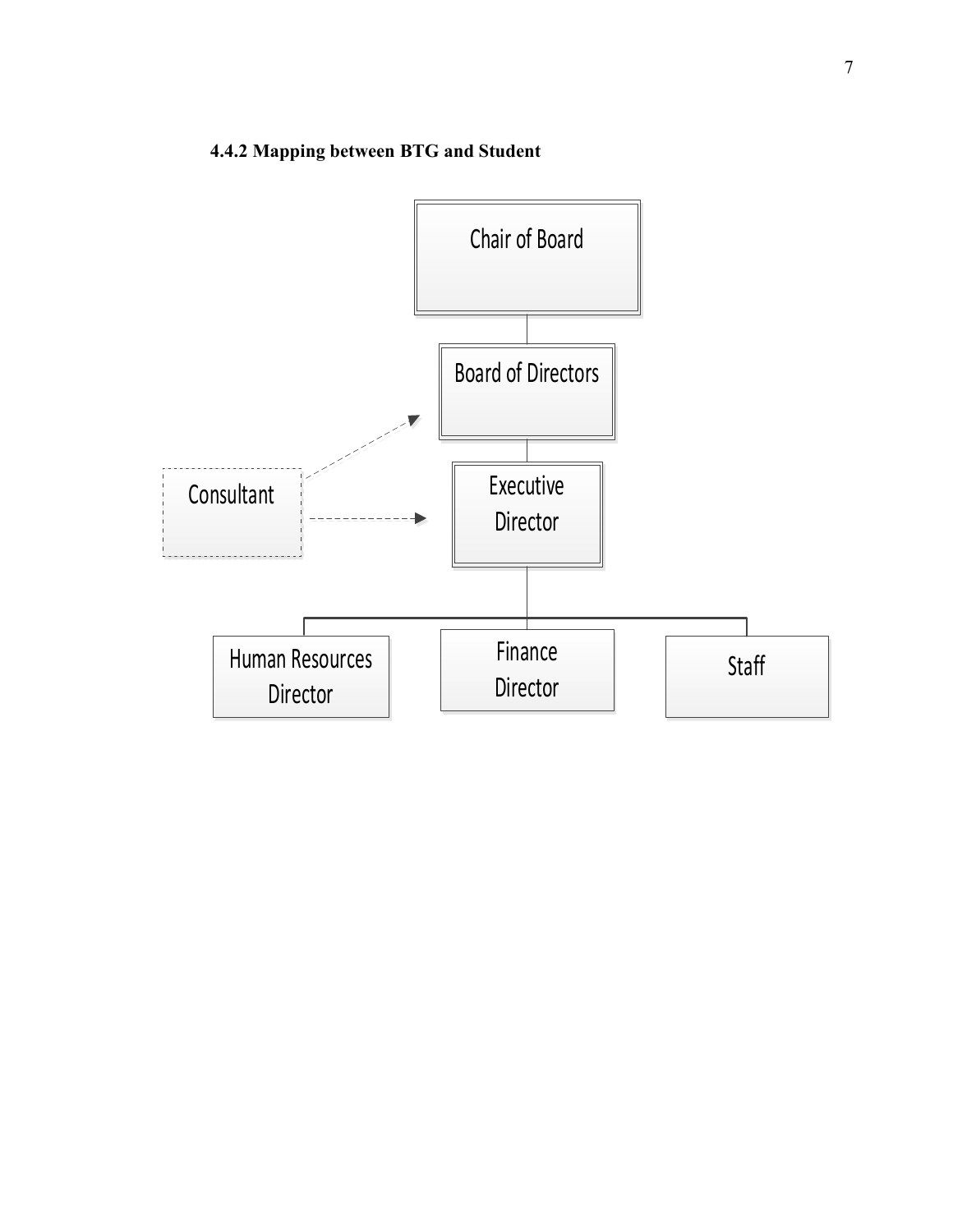#### 4.4.2 Mapping between BTG and Student

Chair of Board

Board of Directors

Consultant

Executive Director

Human Resources Director

Finance Director

Staff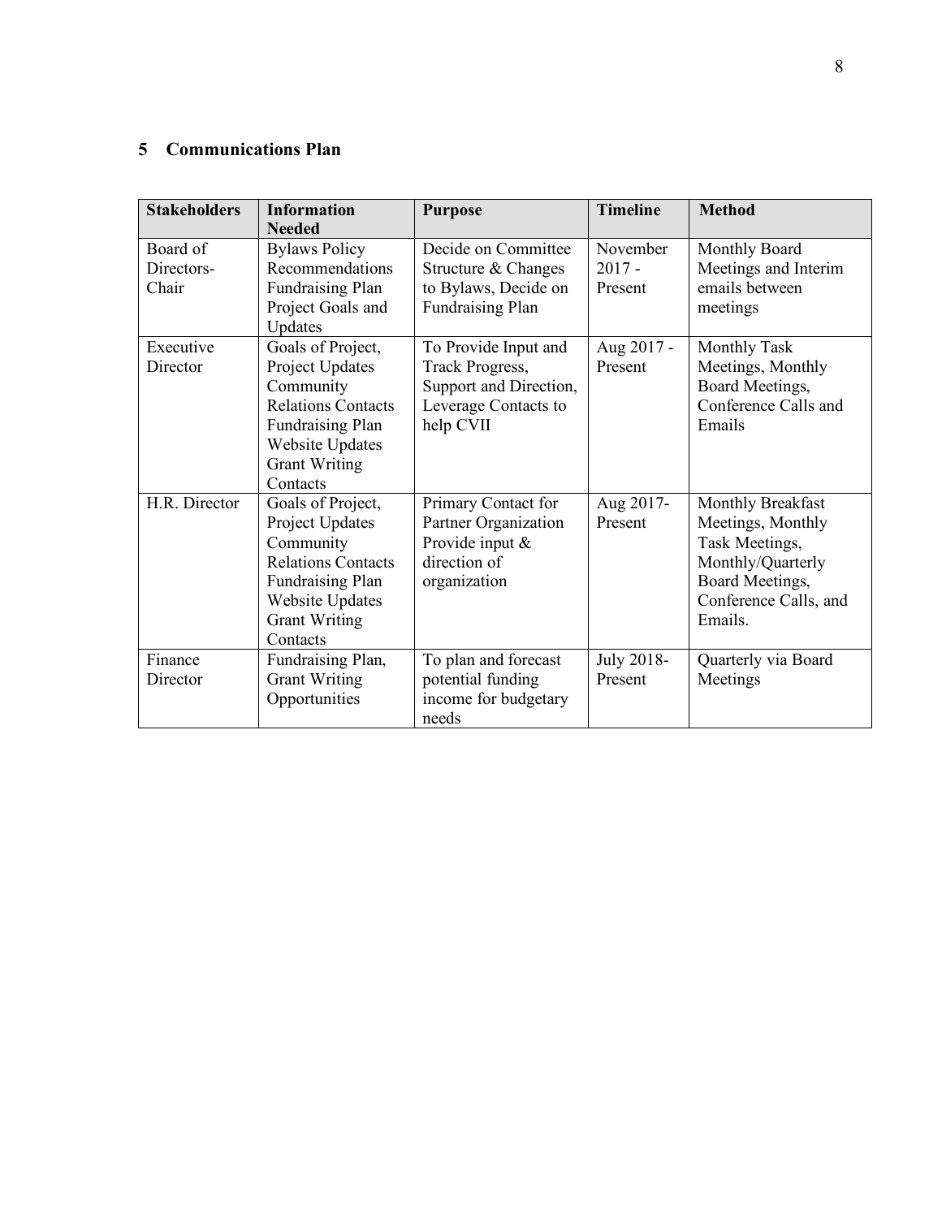## 5 Communications Plan

| Stakeholders | Information Needed | Purpose | Timeline | Method |
|---|---|---|---|---|
| Board of Directors-Chair | Bylaws Policy Recommendations Fundraising Plan Project Goals and Updates | Decide on Committee Structure & Changes to Bylaws, Decide on Fundraising Plan | November 2017 - Present | Monthly Board Meetings and Interim emails between meetings |
| Executive Director | Goals of Project, Project Updates Community Relations Contacts Fundraising Plan Website Updates Grant Writing Contacts | To Provide Input and Track Progress, Support and Direction, Leverage Contacts to help CVII | Aug 2017 - Present | Monthly Task Meetings, Monthly Board Meetings, Conference Calls and Emails |
| H.R. Director | Goals of Project, Project Updates Community Relations Contacts Fundraising Plan Website Updates Grant Writing Contacts | Primary Contact for Partner Organization Provide input & direction of organization | Aug 2017-Present | Monthly Breakfast Meetings, Monthly Task Meetings, Monthly/Quarterly Board Meetings, Conference Calls, and Emails. |
| Finance Director | Fundraising Plan, Grant Writing Opportunities | To plan and forecast potential funding income for budgetary needs | July 2018-Present | Quarterly via Board Meetings |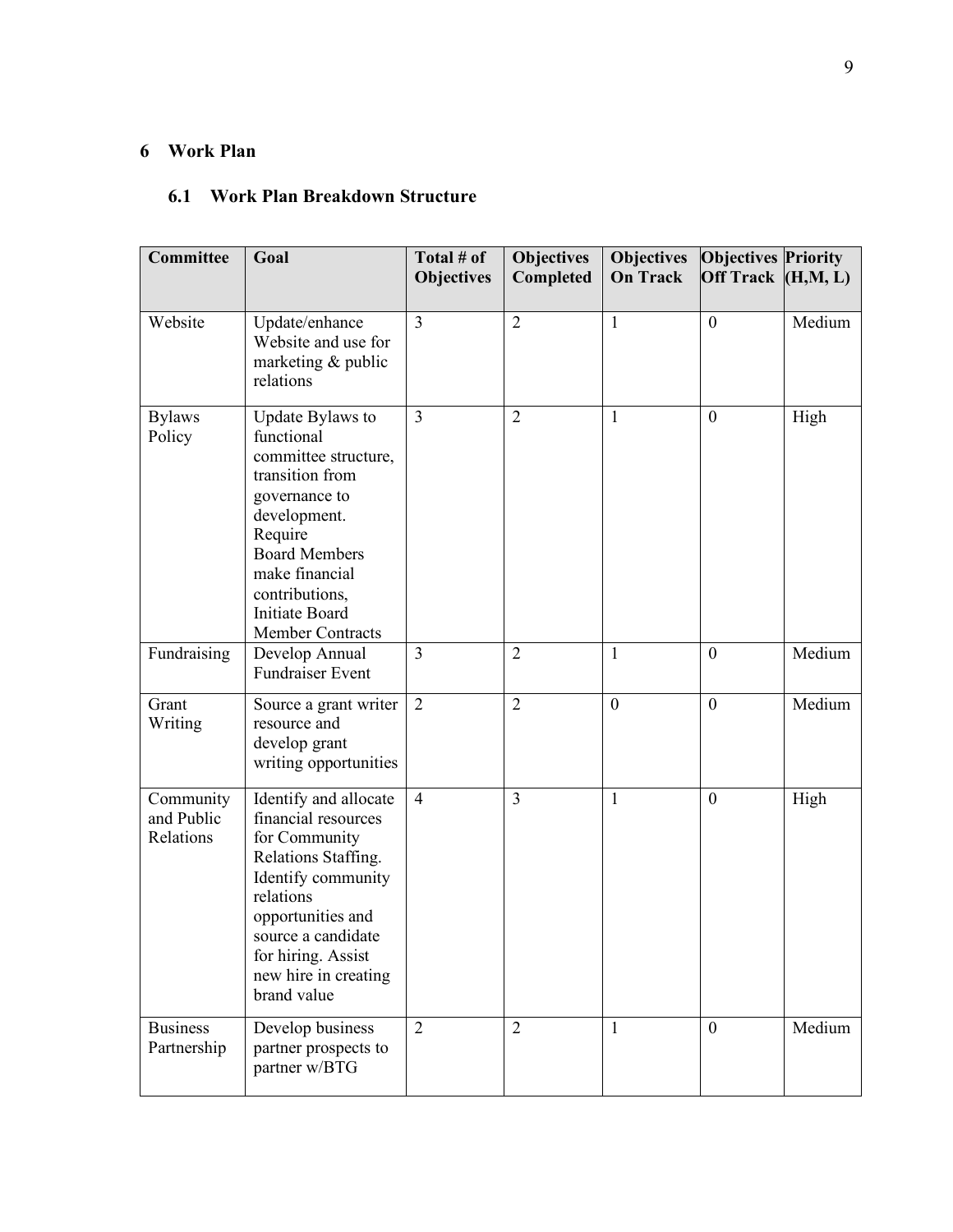## 6 Work Plan

### 6.1 Work Plan Breakdown Structure

| Committee | Goal | Total # of Objectives | Objectives Completed | Objectives On Track | Objectives Off Track | Priority (H,M, L) |
|---|---|---|---|---|---|---|
| Website | Update/enhance Website and use for marketing & public relations | 3 | 2 | 1 | 0 | Medium |
| Bylaws Policy | Update Bylaws to functional committee structure, transition from governance to development. Require Board Members make financial contributions, Initiate Board Member Contracts | 3 | 2 | 1 | 0 | High |
| Fundraising | Develop Annual Fundraiser Event | 3 | 2 | 1 | 0 | Medium |
| Grant Writing | Source a grant writer resource and develop grant writing opportunities | 2 | 2 | 0 | 0 | Medium |
| Community and Public Relations | Identify and allocate financial resources for Community Relations Staffing. Identify community relations opportunities and source a candidate for hiring. Assist new hire in creating brand value | 4 | 3 | 1 | 0 | High |
| Business Partnership | Develop business partner prospects to partner w/BTG | 2 | 2 | 1 | 0 | Medium |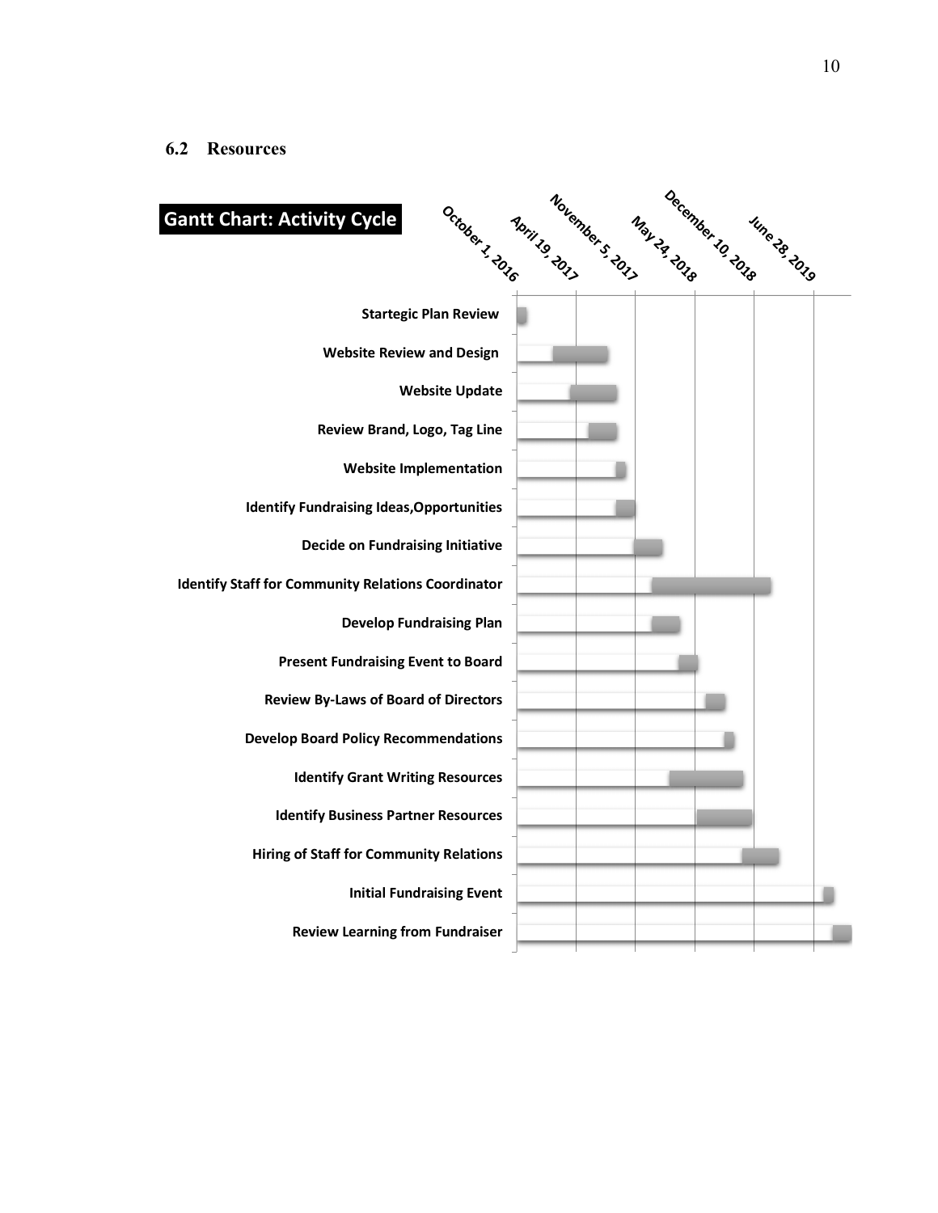## 6.2 Resources

**Gantt Chart: Activity Cycle**

October 1, 2016 | April 19, 2017 | November 5, 2017 | May 24, 2018 | December 10, 2018 | June 28, 2019

- Startegic Plan Review
- Website Review and Design
- Website Update
- Review Brand, Logo, Tag Line
- Website Implementation
- Identify Fundraising Ideas,Opportunities
- Decide on Fundraising Initiative
- Identify Staff for Community Relations Coordinator
- Develop Fundraising Plan
- Present Fundraising Event to Board
- Review By-Laws of Board of Directors
- Develop Board Policy Recommendations
- Identify Grant Writing Resources
- Identify Business Partner Resources
- Hiring of Staff for Community Relations
- Initial Fundraising Event
- Review Learning from Fundraiser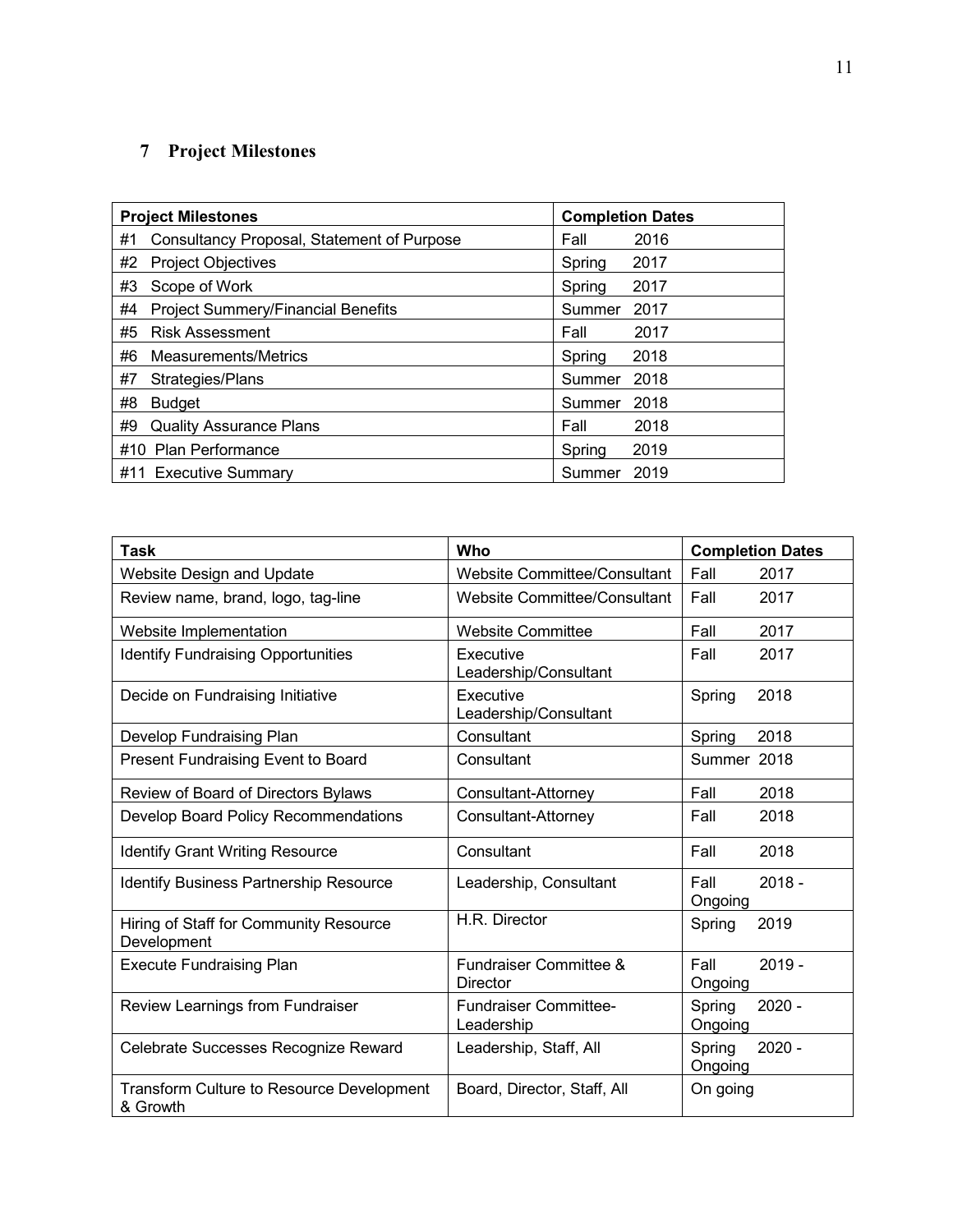## 7 Project Milestones

| Project Milestones | Completion Dates |
|---|---|
| #1 Consultancy Proposal, Statement of Purpose | Fall 2016 |
| #2 Project Objectives | Spring 2017 |
| #3 Scope of Work | Spring 2017 |
| #4 Project Summery/Financial Benefits | Summer 2017 |
| #5 Risk Assessment | Fall 2017 |
| #6 Measurements/Metrics | Spring 2018 |
| #7 Strategies/Plans | Summer 2018 |
| #8 Budget | Summer 2018 |
| #9 Quality Assurance Plans | Fall 2018 |
| #10 Plan Performance | Spring 2019 |
| #11 Executive Summary | Summer 2019 |

| Task | Who | Completion Dates |
|---|---|---|
| Website Design and Update | Website Committee/Consultant | Fall 2017 |
| Review name, brand, logo, tag-line | Website Committee/Consultant | Fall 2017 |
| Website Implementation | Website Committee | Fall 2017 |
| Identify Fundraising Opportunities | Executive Leadership/Consultant | Fall 2017 |
| Decide on Fundraising Initiative | Executive Leadership/Consultant | Spring 2018 |
| Develop Fundraising Plan | Consultant | Spring 2018 |
| Present Fundraising Event to Board | Consultant | Summer 2018 |
| Review of Board of Directors Bylaws | Consultant-Attorney | Fall 2018 |
| Develop Board Policy Recommendations | Consultant-Attorney | Fall 2018 |
| Identify Grant Writing Resource | Consultant | Fall 2018 |
| Identify Business Partnership Resource | Leadership, Consultant | Fall 2018 - Ongoing |
| Hiring of Staff for Community Resource Development | H.R. Director | Spring 2019 |
| Execute Fundraising Plan | Fundraiser Committee & Director | Fall 2019 - Ongoing |
| Review Learnings from Fundraiser | Fundraiser Committee-Leadership | Spring 2020 - Ongoing |
| Celebrate Successes Recognize Reward | Leadership, Staff, All | Spring 2020 - Ongoing |
| Transform Culture to Resource Development & Growth | Board, Director, Staff, All | On going |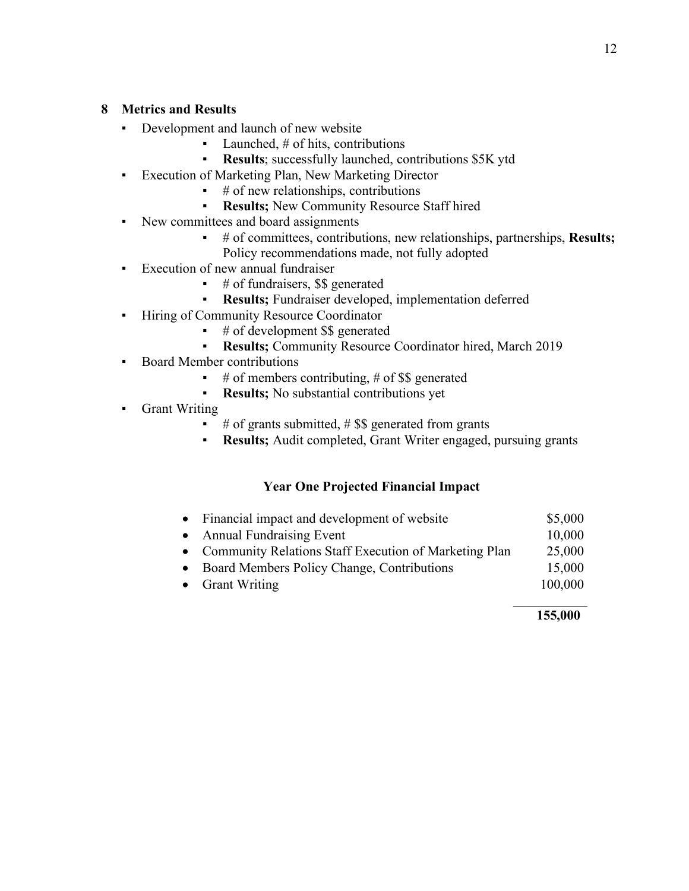## 8 Metrics and Results

- Development and launch of new website
  - Launched, # of hits, contributions
  - **Results**; successfully launched, contributions $5K ytd
- Execution of Marketing Plan, New Marketing Director
  - # of new relationships, contributions
  - **Results;** New Community Resource Staff hired
- New committees and board assignments
  - # of committees, contributions, new relationships, partnerships, **Results;** Policy recommendations made, not fully adopted
- Execution of new annual fundraiser
  - # of fundraisers, $$ generated
  - **Results;** Fundraiser developed, implementation deferred
- Hiring of Community Resource Coordinator
  - # of development $$ generated
  - **Results;** Community Resource Coordinator hired, March 2019
- Board Member contributions
  - # of members contributing, # of $$ generated
  - **Results;** No substantial contributions yet
- Grant Writing
  - # of grants submitted, # $$ generated from grants
  - **Results;** Audit completed, Grant Writer engaged, pursuing grants

### Year One Projected Financial Impact

| Item | Amount |
|---|---|
| • Financial impact and development of website | $5,000 |
| • Annual Fundraising Event | 10,000 |
| • Community Relations Staff Execution of Marketing Plan | 25,000 |
| • Board Members Policy Change, Contributions | 15,000 |
| • Grant Writing | 100,000 |
| | **155,000** |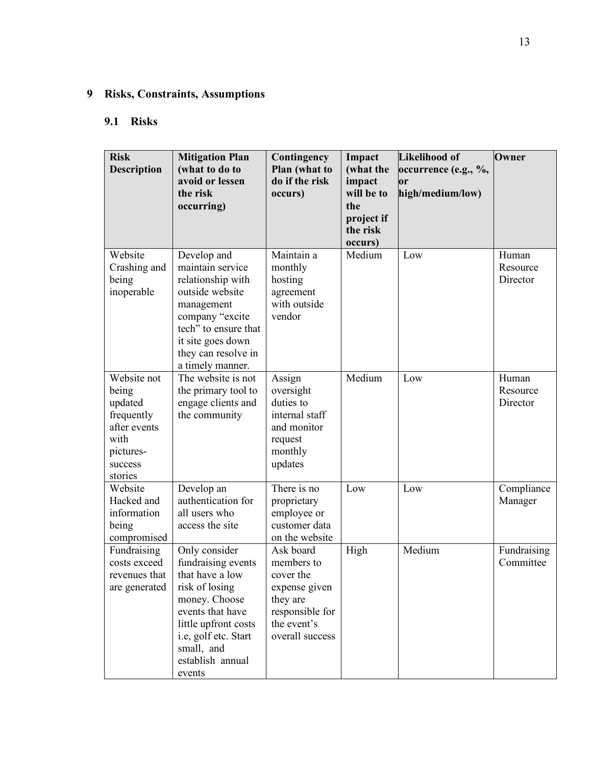## 9 Risks, Constraints, Assumptions

### 9.1 Risks

| Risk Description | Mitigation Plan (what to do to avoid or lessen the risk occurring) | Contingency Plan (what to do if the risk occurs) | Impact (what the impact will be to the project if the risk occurs) | Likelihood of occurrence (e.g., %, or high/medium/low) | Owner |
|---|---|---|---|---|---|
| Website Crashing and being inoperable | Develop and maintain service relationship with outside website management company "excite tech" to ensure that it site goes down they can resolve in a timely manner. | Maintain a monthly hosting agreement with outside vendor | Medium | Low | Human Resource Director |
| Website not being updated frequently after events with pictures-success stories | The website is not the primary tool to engage clients and the community | Assign oversight duties to internal staff and monitor request monthly updates | Medium | Low | Human Resource Director |
| Website Hacked and information being compromised | Develop an authentication for all users who access the site | There is no proprietary employee or customer data on the website | Low | Low | Compliance Manager |
| Fundraising costs exceed revenues that are generated | Only consider fundraising events that have a low risk of losing money. Choose events that have little upfront costs i.e, golf etc. Start small, and establish annual events | Ask board members to cover the expense given they are responsible for the event's overall success | High | Medium | Fundraising Committee |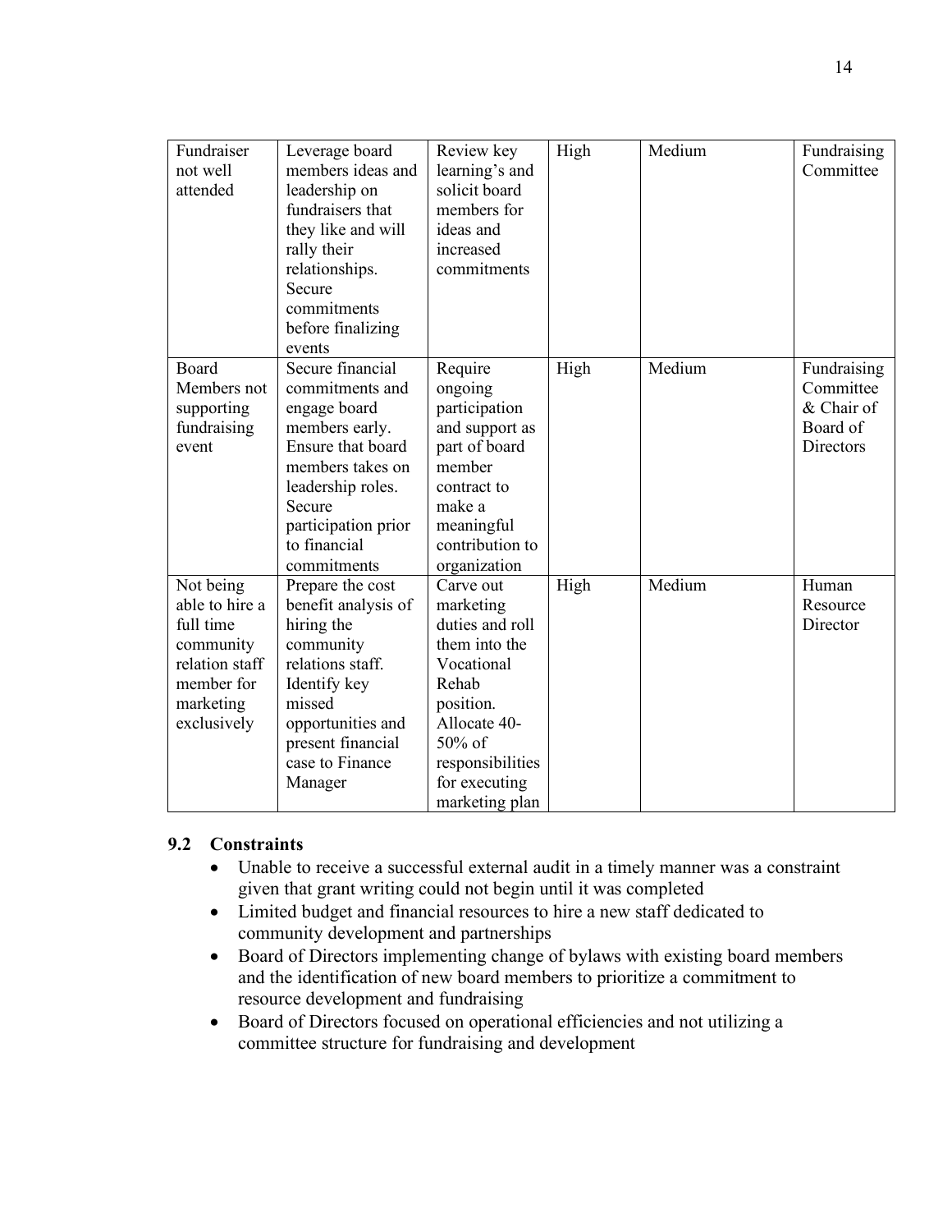| | | | | | |
|---|---|---|---|---|---|
| Fundraiser not well attended | Leverage board members ideas and leadership on fundraisers that they like and will rally their relationships. Secure commitments before finalizing events | Review key learning's and solicit board members for ideas and increased commitments | High | Medium | Fundraising Committee |
| Board Members not supporting fundraising event | Secure financial commitments and engage board members early. Ensure that board members takes on leadership roles. Secure participation prior to financial commitments | Require ongoing participation and support as part of board member contract to make a meaningful contribution to organization | High | Medium | Fundraising Committee & Chair of Board of Directors |
| Not being able to hire a full time community relation staff member for marketing exclusively | Prepare the cost benefit analysis of hiring the community relations staff. Identify key missed opportunities and present financial case to Finance Manager | Carve out marketing duties and roll them into the Vocational Rehab position. Allocate 40-50% of responsibilities for executing marketing plan | High | Medium | Human Resource Director |

### 9.2 Constraints

- Unable to receive a successful external audit in a timely manner was a constraint given that grant writing could not begin until it was completed
- Limited budget and financial resources to hire a new staff dedicated to community development and partnerships
- Board of Directors implementing change of bylaws with existing board members and the identification of new board members to prioritize a commitment to resource development and fundraising
- Board of Directors focused on operational efficiencies and not utilizing a committee structure for fundraising and development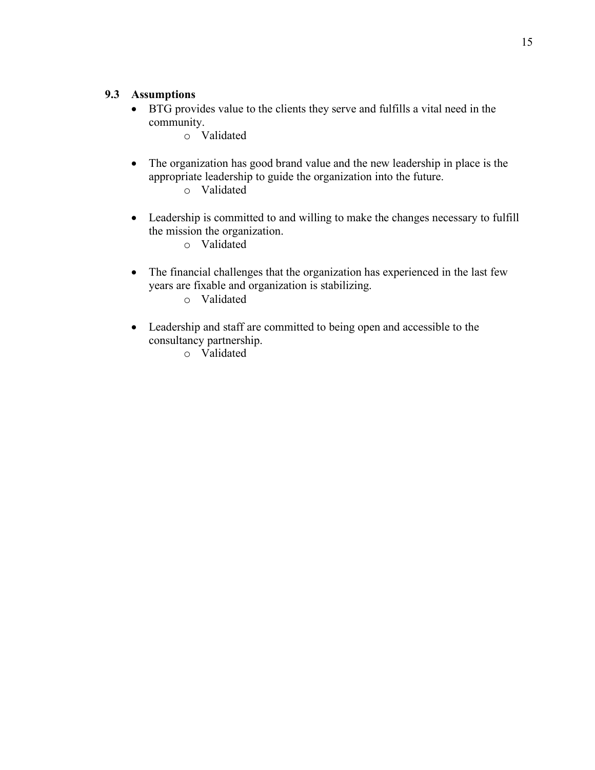### 9.3 Assumptions

- BTG provides value to the clients they serve and fulfills a vital need in the community.
    - Validated

- The organization has good brand value and the new leadership in place is the appropriate leadership to guide the organization into the future.
    - Validated

- Leadership is committed to and willing to make the changes necessary to fulfill the mission the organization.
    - Validated

- The financial challenges that the organization has experienced in the last few years are fixable and organization is stabilizing.
    - Validated

- Leadership and staff are committed to being open and accessible to the consultancy partnership.
    - Validated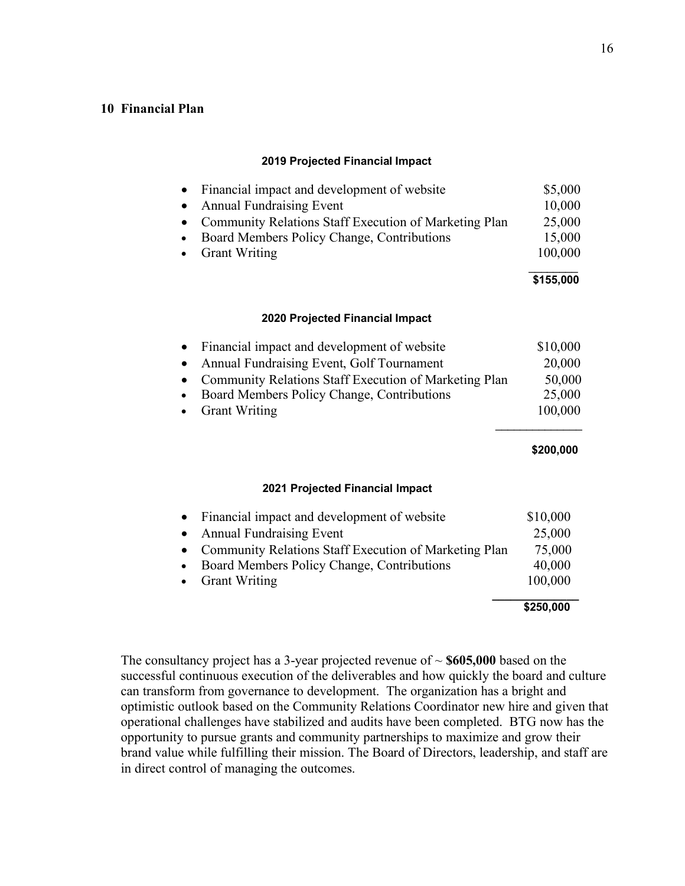## 10 Financial Plan

**2019 Projected Financial Impact**

| Item | Amount |
| --- | --- |
| Financial impact and development of website | $5,000 |
| Annual Fundraising Event | 10,000 |
| Community Relations Staff Execution of Marketing Plan | 25,000 |
| Board Members Policy Change, Contributions | 15,000 |
| Grant Writing | 100,000 |
| | **$155,000** |

**2020 Projected Financial Impact**

| Item | Amount |
| --- | --- |
| Financial impact and development of website | $10,000 |
| Annual Fundraising Event, Golf Tournament | 20,000 |
| Community Relations Staff Execution of Marketing Plan | 50,000 |
| Board Members Policy Change, Contributions | 25,000 |
| Grant Writing | 100,000 |
| | **$200,000** |

**2021 Projected Financial Impact**

| Item | Amount |
| --- | --- |
| Financial impact and development of website | $10,000 |
| Annual Fundraising Event | 25,000 |
| Community Relations Staff Execution of Marketing Plan | 75,000 |
| Board Members Policy Change, Contributions | 40,000 |
| Grant Writing | 100,000 |
| | **$250,000** |

The consultancy project has a 3-year projected revenue of ~ **$605,000** based on the successful continuous execution of the deliverables and how quickly the board and culture can transform from governance to development. The organization has a bright and optimistic outlook based on the Community Relations Coordinator new hire and given that operational challenges have stabilized and audits have been completed. BTG now has the opportunity to pursue grants and community partnerships to maximize and grow their brand value while fulfilling their mission. The Board of Directors, leadership, and staff are in direct control of managing the outcomes.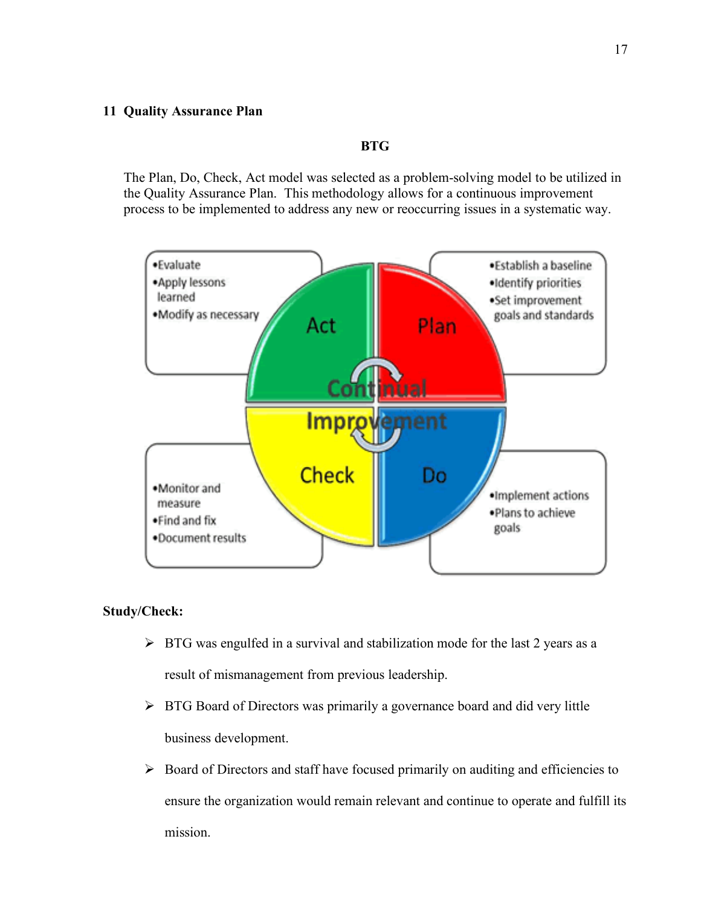## 11 Quality Assurance Plan

**BTG**

The Plan, Do, Check, Act model was selected as a problem-solving model to be utilized in the Quality Assurance Plan. This methodology allows for a continuous improvement process to be implemented to address any new or reoccurring issues in a systematic way.

**Continual Improvement**

**Plan**
- Establish a baseline
- Identify priorities
- Set improvement goals and standards

**Do**
- Implement actions
- Plans to achieve goals

**Check**
- Monitor and measure
- Find and fix
- Document results

**Act**
- Evaluate
- Apply lessons learned
- Modify as necessary

**Study/Check:**

- BTG was engulfed in a survival and stabilization mode for the last 2 years as a result of mismanagement from previous leadership.
- BTG Board of Directors was primarily a governance board and did very little business development.
- Board of Directors and staff have focused primarily on auditing and efficiencies to ensure the organization would remain relevant and continue to operate and fulfill its mission.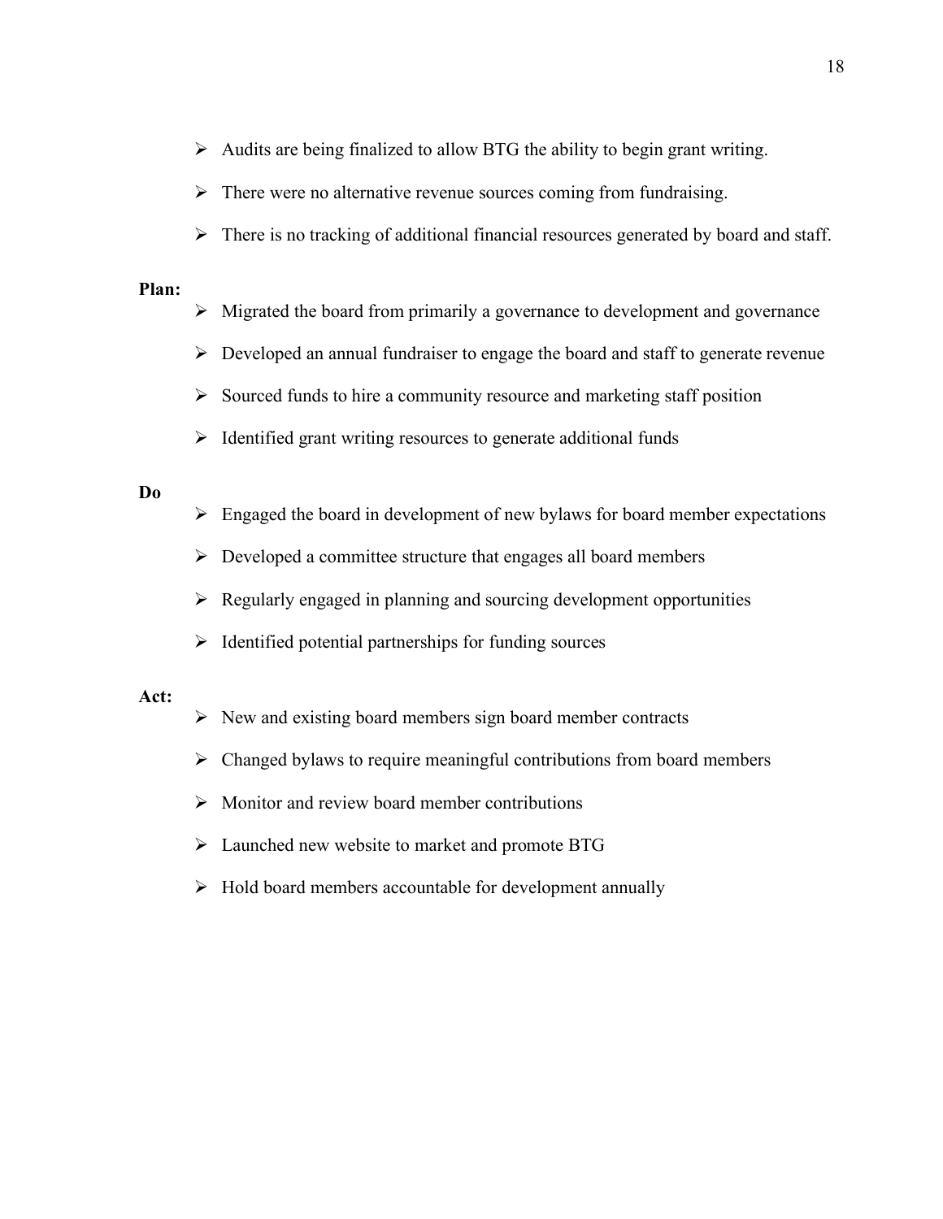- Audits are being finalized to allow BTG the ability to begin grant writing.
- There were no alternative revenue sources coming from fundraising.
- There is no tracking of additional financial resources generated by board and staff.

**Plan:**

- Migrated the board from primarily a governance to development and governance
- Developed an annual fundraiser to engage the board and staff to generate revenue
- Sourced funds to hire a community resource and marketing staff position
- Identified grant writing resources to generate additional funds

**Do**

- Engaged the board in development of new bylaws for board member expectations
- Developed a committee structure that engages all board members
- Regularly engaged in planning and sourcing development opportunities
- Identified potential partnerships for funding sources

**Act:**

- New and existing board members sign board member contracts
- Changed bylaws to require meaningful contributions from board members
- Monitor and review board member contributions
- Launched new website to market and promote BTG
- Hold board members accountable for development annually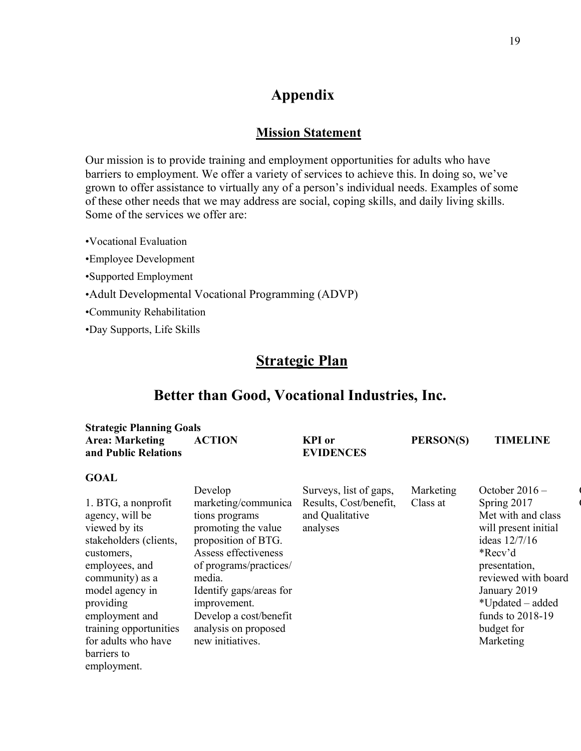# Appendix

## Mission Statement

Our mission is to provide training and employment opportunities for adults who have barriers to employment. We offer a variety of services to achieve this. In doing so, we've grown to offer assistance to virtually any of a person's individual needs. Examples of some of these other needs that we may address are social, coping skills, and daily living skills. Some of the services we offer are:

•Vocational Evaluation

•Employee Development

•Supported Employment

•Adult Developmental Vocational Programming (ADVP)

•Community Rehabilitation

•Day Supports, Life Skills

## Strategic Plan

## Better than Good, Vocational Industries, Inc.

| Strategic Planning Goals Area: Marketing and Public Relations | ACTION | KPI or EVIDENCES | PERSON(S) | TIMELINE |
|---|---|---|---|---|
| **GOAL** | | | | |
| 1. BTG, a nonprofit agency, will be viewed by its stakeholders (clients, customers, employees, and community) as a model agency in providing employment and training opportunities for adults who have barriers to employment. | Develop marketing/communications programs promoting the value proposition of BTG. Assess effectiveness of programs/practices/ media. Identify gaps/areas for improvement. Develop a cost/benefit analysis on proposed new initiatives. | Surveys, list of gaps, Results, Cost/benefit, and Qualitative analyses | Marketing Class at | October 2016 – Spring 2017 Met with and class will present initial ideas 12/7/16 *Recv'd presentation, reviewed with board January 2019 *Updated – added funds to 2018-19 budget for Marketing |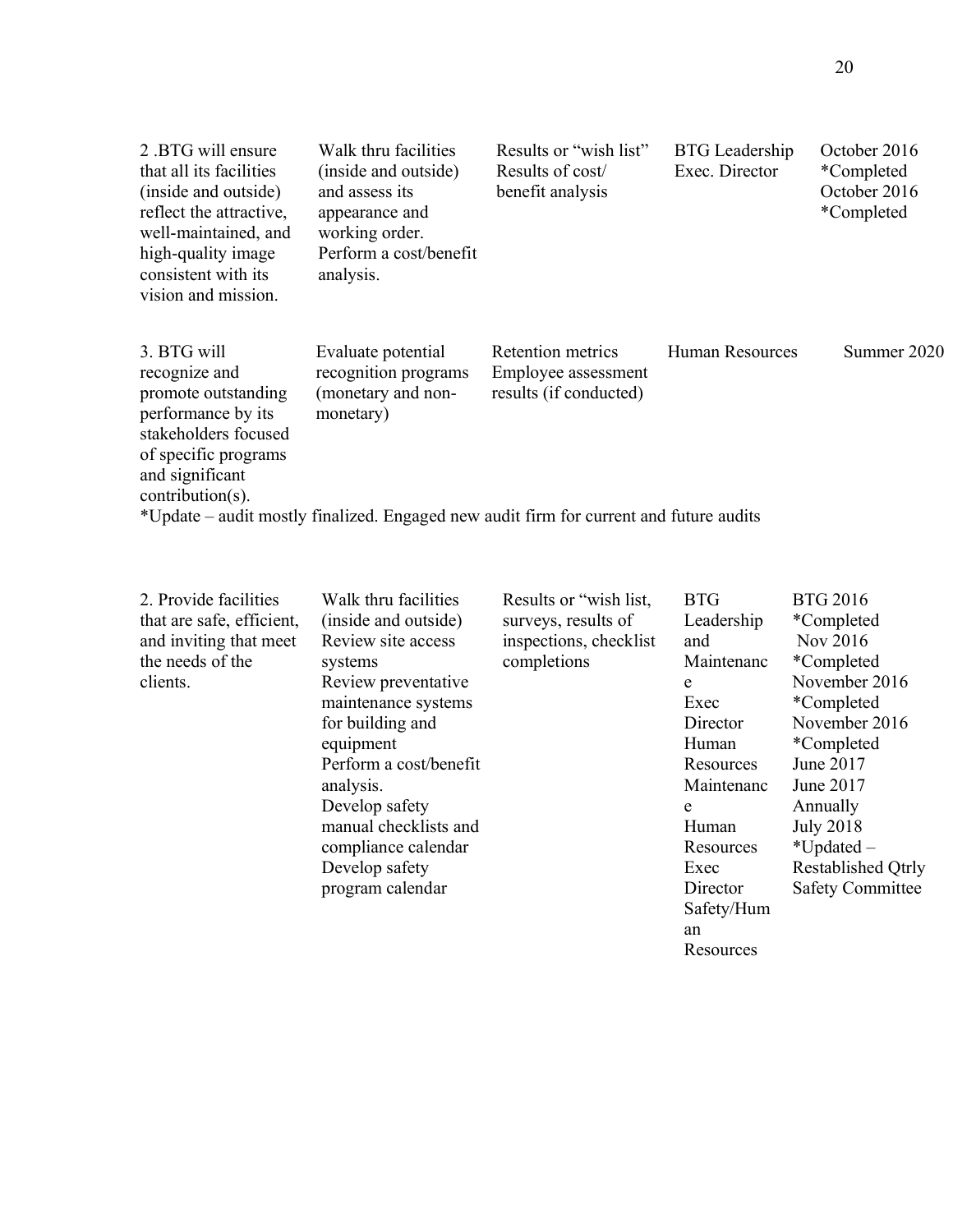| | | | | |
|---|---|---|---|---|
| 2 .BTG will ensure that all its facilities (inside and outside) reflect the attractive, well-maintained, and high-quality image consistent with its vision and mission. | Walk thru facilities (inside and outside) and assess its appearance and working order.<br>Perform a cost/benefit analysis. | Results or "wish list"<br>Results of cost/ benefit analysis | BTG Leadership<br>Exec. Director | October 2016 *Completed<br>October 2016 *Completed |
| 3. BTG will recognize and promote outstanding performance by its stakeholders focused of specific programs and significant contribution(s). | Evaluate potential recognition programs (monetary and non-monetary) | Retention metrics<br>Employee assessment results (if conducted) | Human Resources | Summer 2020 |

*Update – audit mostly finalized. Engaged new audit firm for current and future audits

| | | | | |
|---|---|---|---|---|
| 2. Provide facilities that are safe, efficient, and inviting that meet the needs of the clients. | Walk thru facilities (inside and outside)<br>Review site access systems<br>Review preventative maintenance systems for building and equipment<br>Perform a cost/benefit analysis.<br>Develop safety manual checklists and compliance calendar<br>Develop safety program calendar | Results or "wish list, surveys, results of inspections, checklist completions | BTG Leadership and Maintenance<br>Exec Director<br>Human Resources<br>Maintenance<br>Human Resources<br>Exec Director<br>Safety/Human Resources | BTG 2016 *Completed<br>Nov 2016 *Completed<br>November 2016 *Completed<br>November 2016 *Completed<br>June 2017<br>June 2017<br>Annually<br>July 2018<br>*Updated – Restablished Qtrly Safety Committee |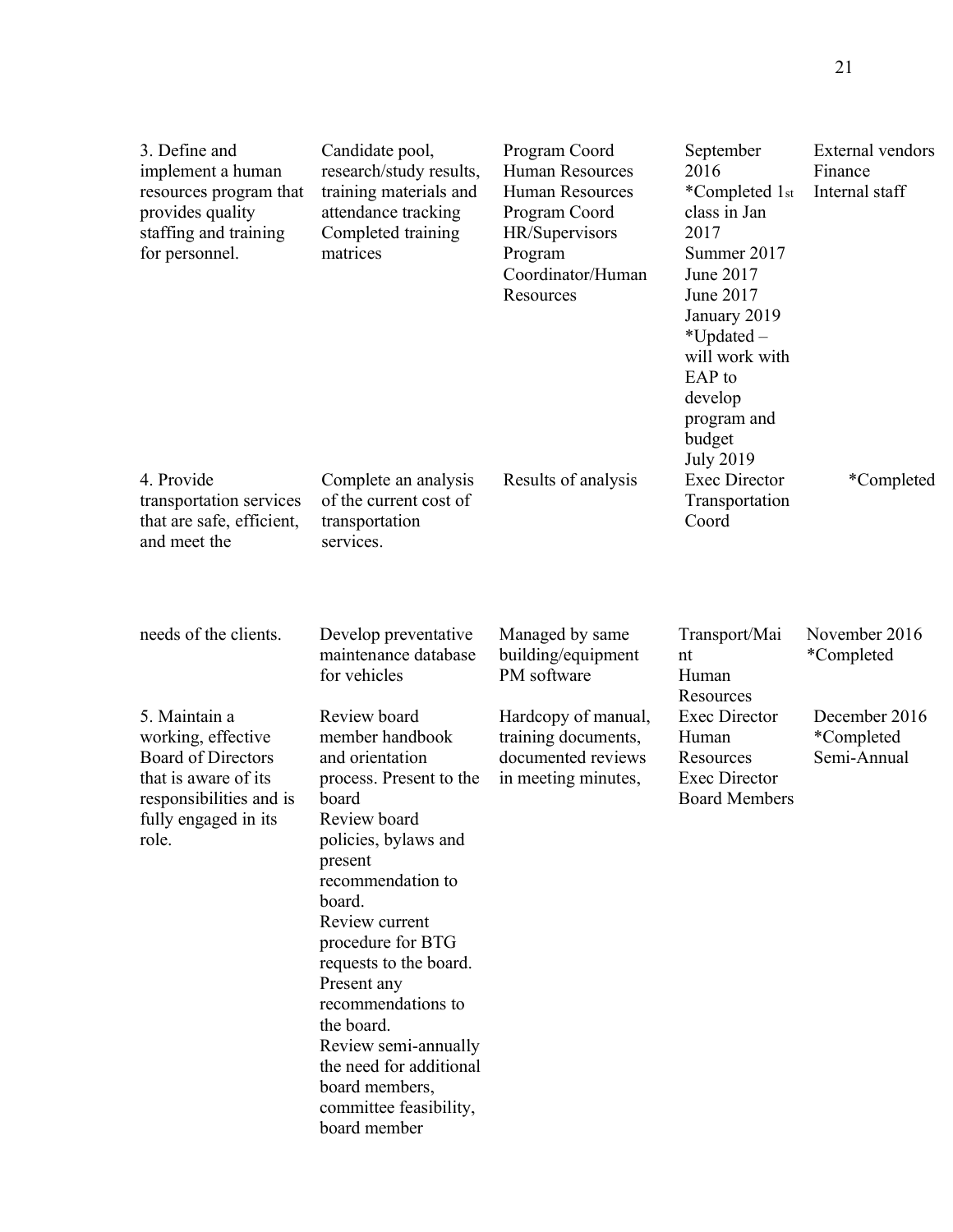| | | | | |
|---|---|---|---|---|
| 3. Define and implement a human resources program that provides quality staffing and training for personnel. | Candidate pool, research/study results, training materials and attendance tracking<br>Completed training matrices | Program Coord<br>Human Resources<br>Human Resources<br>Program Coord<br>HR/Supervisors<br>Program Coordinator/Human Resources | September 2016<br>*Completed 1st class in Jan 2017<br>Summer 2017<br>June 2017<br>June 2017<br>January 2019<br>*Updated – will work with EAP to develop program and budget<br>July 2019 | External vendors<br>Finance<br>Internal staff |
| 4. Provide transportation services that are safe, efficient, and meet the | Complete an analysis of the current cost of transportation services. | Results of analysis | Exec Director<br>Transportation Coord | *Completed |
| needs of the clients. | Develop preventative maintenance database for vehicles | Managed by same building/equipment PM software | Transport/Maint<br>Human Resources | November 2016<br>*Completed |
| 5. Maintain a working, effective Board of Directors that is aware of its responsibilities and is fully engaged in its role. | Review board member handbook and orientation process. Present to the board<br>Review board policies, bylaws and present recommendation to board.<br>Review current procedure for BTG requests to the board. Present any recommendations to the board.<br>Review semi-annually the need for additional board members, committee feasibility, board member | Hardcopy of manual, training documents, documented reviews in meeting minutes, | Exec Director<br>Human Resources<br>Exec Director<br>Board Members | December 2016<br>*Completed<br>Semi-Annual |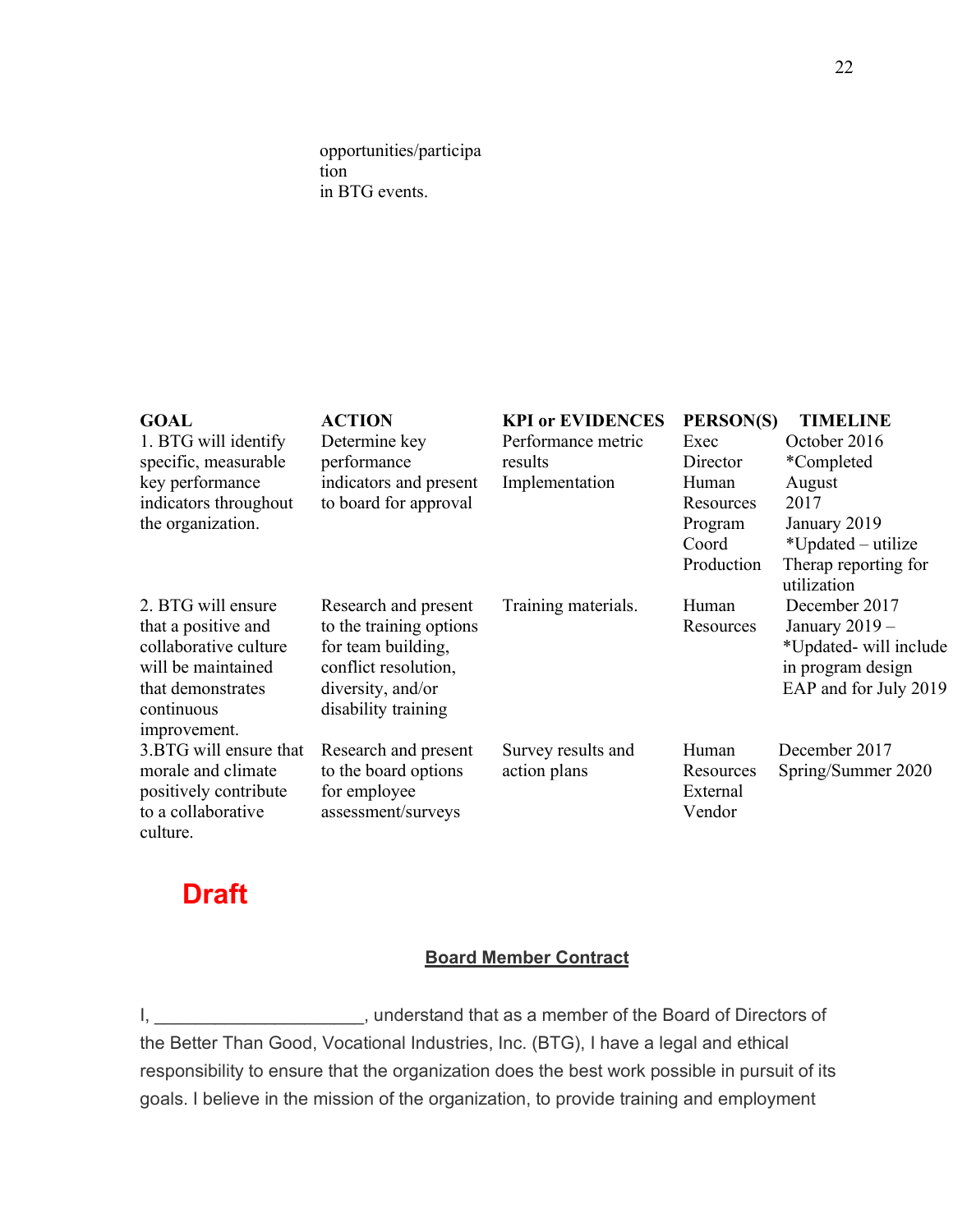opportunities/participation in BTG events.

| GOAL | ACTION | KPI or EVIDENCES | PERSON(S) | TIMELINE |
|---|---|---|---|---|
| 1. BTG will identify specific, measurable key performance indicators throughout the organization. | Determine key performance indicators and present to board for approval | Performance metric results Implementation | Exec Director Human Resources Program Coord Production | October 2016 *Completed August 2017 January 2019 *Updated – utilize Therap reporting for utilization |
| 2. BTG will ensure that a positive and collaborative culture will be maintained that demonstrates continuous improvement. | Research and present to the training options for team building, conflict resolution, diversity, and/or disability training | Training materials. | Human Resources | December 2017 January 2019 – *Updated- will include in program design EAP and for July 2019 |
| 3.BTG will ensure that morale and climate positively contribute to a collaborative culture. | Research and present to the board options for employee assessment/surveys | Survey results and action plans | Human Resources External Vendor | December 2017 Spring/Summer 2020 |

**Draft**

## Board Member Contract

I, _____________________, understand that as a member of the Board of Directors of the Better Than Good, Vocational Industries, Inc. (BTG), I have a legal and ethical responsibility to ensure that the organization does the best work possible in pursuit of its goals. I believe in the mission of the organization, to provide training and employment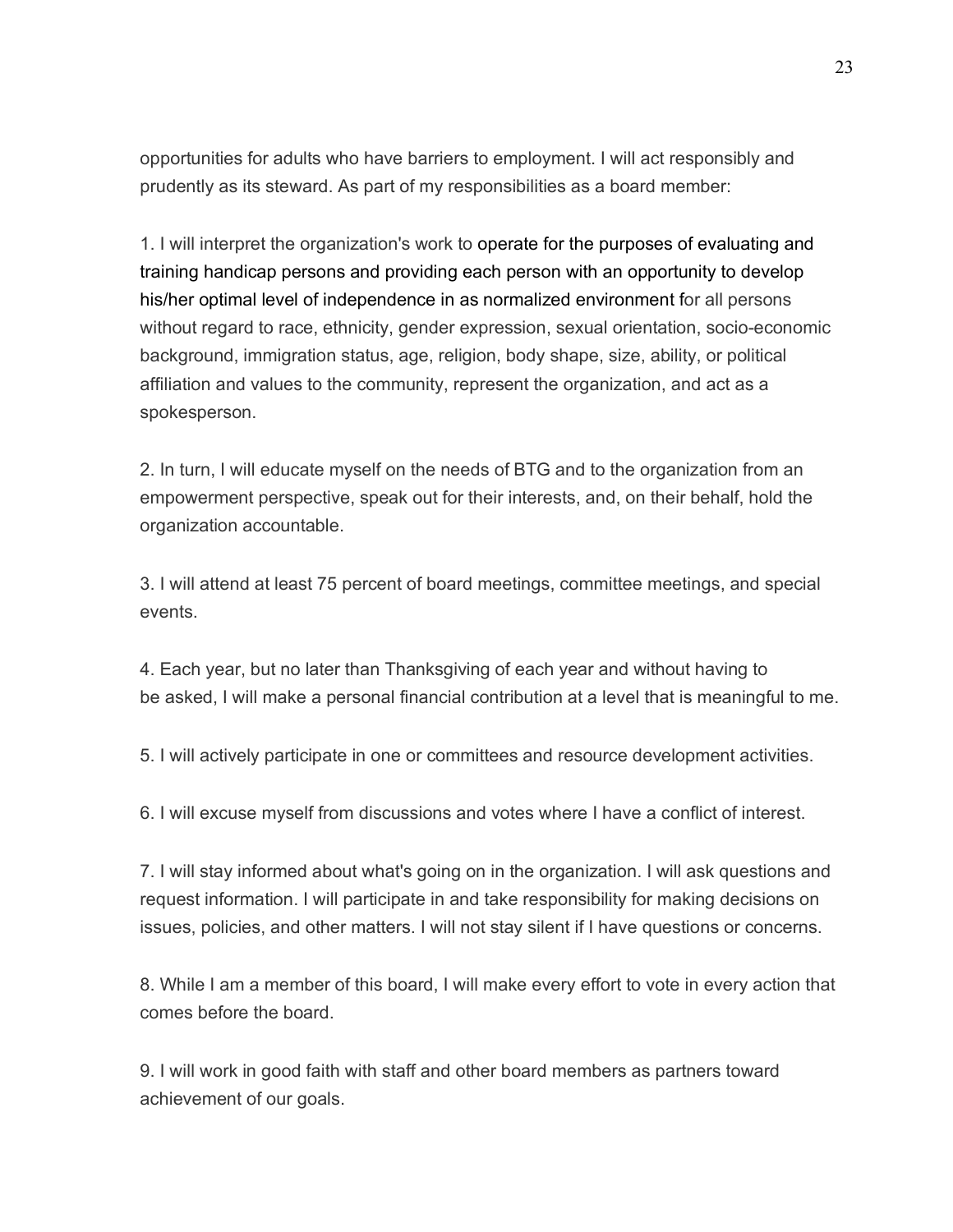opportunities for adults who have barriers to employment. I will act responsibly and prudently as its steward. As part of my responsibilities as a board member:

1. I will interpret the organization's work to operate for the purposes of evaluating and training handicap persons and providing each person with an opportunity to develop his/her optimal level of independence in as normalized environment for all persons without regard to race, ethnicity, gender expression, sexual orientation, socio-economic background, immigration status, age, religion, body shape, size, ability, or political affiliation and values to the community, represent the organization, and act as a spokesperson.

2. In turn, I will educate myself on the needs of BTG and to the organization from an empowerment perspective, speak out for their interests, and, on their behalf, hold the organization accountable.

3. I will attend at least 75 percent of board meetings, committee meetings, and special events.

4. Each year, but no later than Thanksgiving of each year and without having to be asked, I will make a personal financial contribution at a level that is meaningful to me.

5. I will actively participate in one or committees and resource development activities.

6. I will excuse myself from discussions and votes where I have a conflict of interest.

7. I will stay informed about what's going on in the organization. I will ask questions and request information. I will participate in and take responsibility for making decisions on issues, policies, and other matters. I will not stay silent if I have questions or concerns.

8. While I am a member of this board, I will make every effort to vote in every action that comes before the board.

9. I will work in good faith with staff and other board members as partners toward achievement of our goals.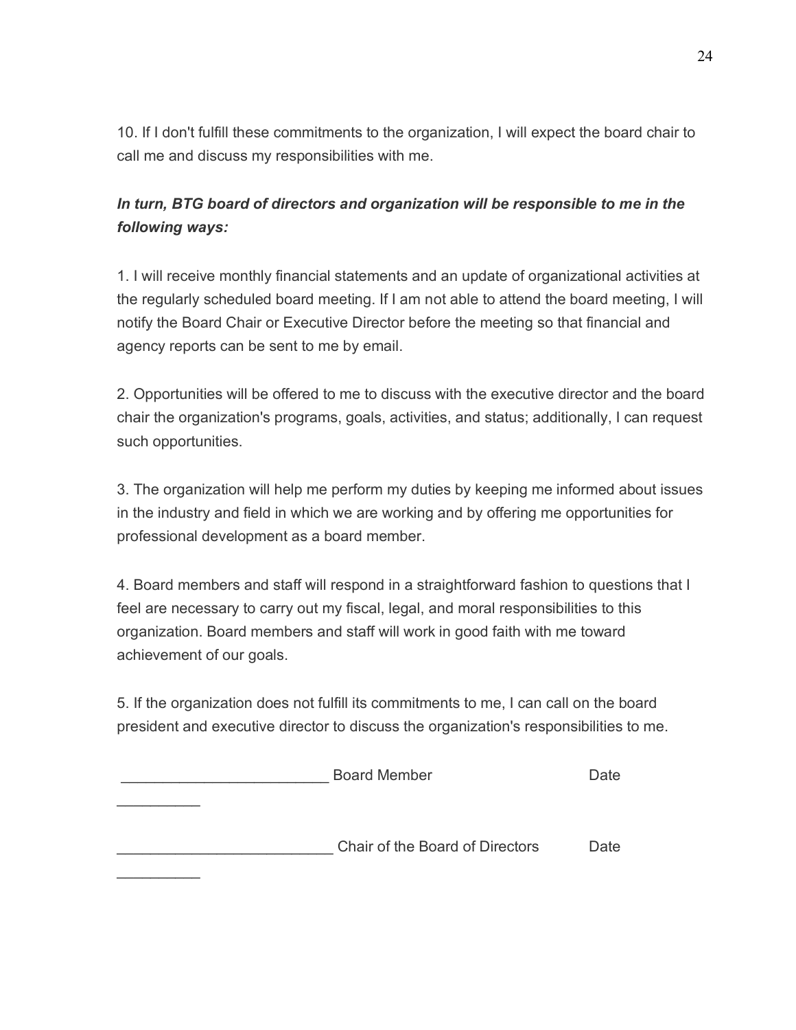10. If I don't fulfill these commitments to the organization, I will expect the board chair to call me and discuss my responsibilities with me.

***In turn, BTG board of directors and organization will be responsible to me in the following ways:***

1. I will receive monthly financial statements and an update of organizational activities at the regularly scheduled board meeting. If I am not able to attend the board meeting, I will notify the Board Chair or Executive Director before the meeting so that financial and agency reports can be sent to me by email.

2. Opportunities will be offered to me to discuss with the executive director and the board chair the organization's programs, goals, activities, and status; additionally, I can request such opportunities.

3. The organization will help me perform my duties by keeping me informed about issues in the industry and field in which we are working and by offering me opportunities for professional development as a board member.

4. Board members and staff will respond in a straightforward fashion to questions that I feel are necessary to carry out my fiscal, legal, and moral responsibilities to this organization. Board members and staff will work in good faith with me toward achievement of our goals.

5. If the organization does not fulfill its commitments to me, I can call on the board president and executive director to discuss the organization's responsibilities to me.

________________________ Board Member Date __________

_________________________ Chair of the Board of Directors Date __________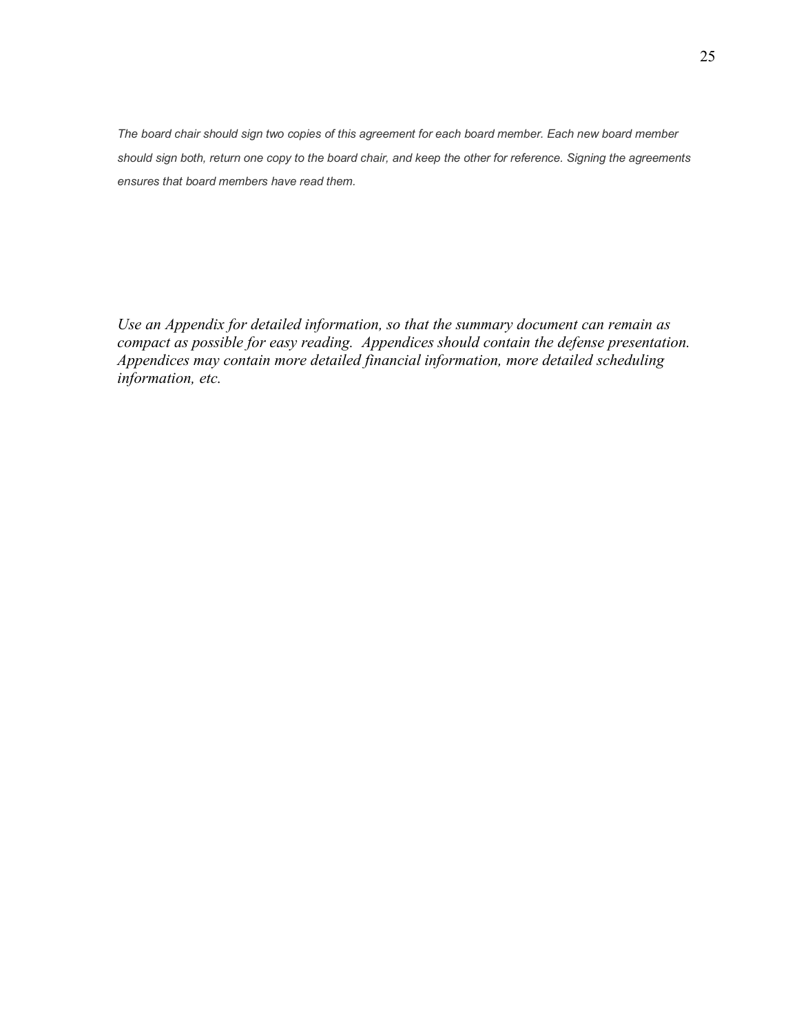*The board chair should sign two copies of this agreement for each board member. Each new board member should sign both, return one copy to the board chair, and keep the other for reference. Signing the agreements ensures that board members have read them.*

*Use an Appendix for detailed information, so that the summary document can remain as compact as possible for easy reading. Appendices should contain the defense presentation. Appendices may contain more detailed financial information, more detailed scheduling information, etc.*